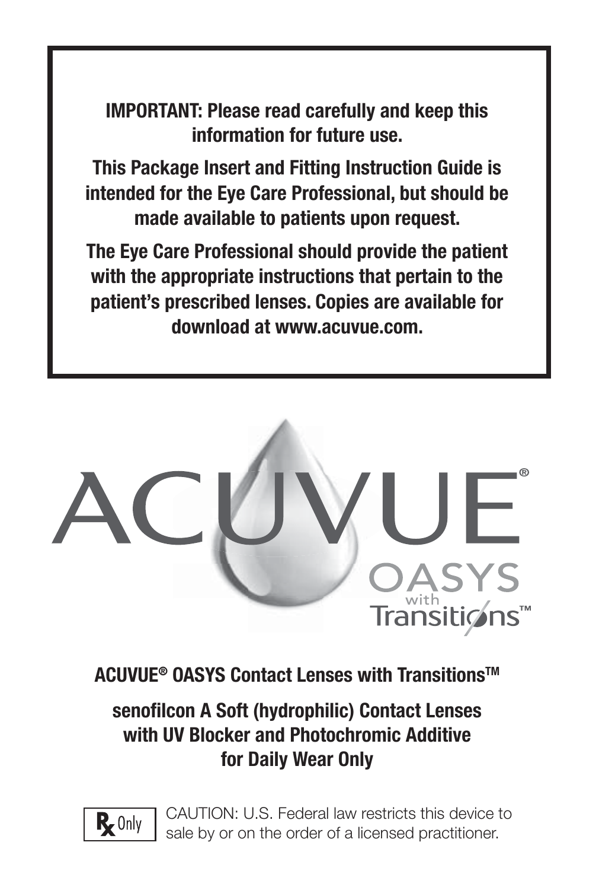**IMPORTANT: Please read carefully and keep this information for future use.**

**This Package Insert and Fitting Instruction Guide is intended for the Eye Care Professional, but should be made available to patients upon request.**

**The Eye Care Professional should provide the patient with the appropriate instructions that pertain to the patient's prescribed lenses. Copies are available for download at www.acuvue.com.**

ACUVUE® OASYS with Transitions™

# ACUVUE® OASYS Contact Lenses with Transitions™

## senofilcon A Soft (hydrophilic) Contact Lenses with UV Blocker and Photochromic Additive for Daily Wear Only

Rx Only — CAUTION: U.S. Federal law restricts this device to sale by or on the order of a licensed practitioner.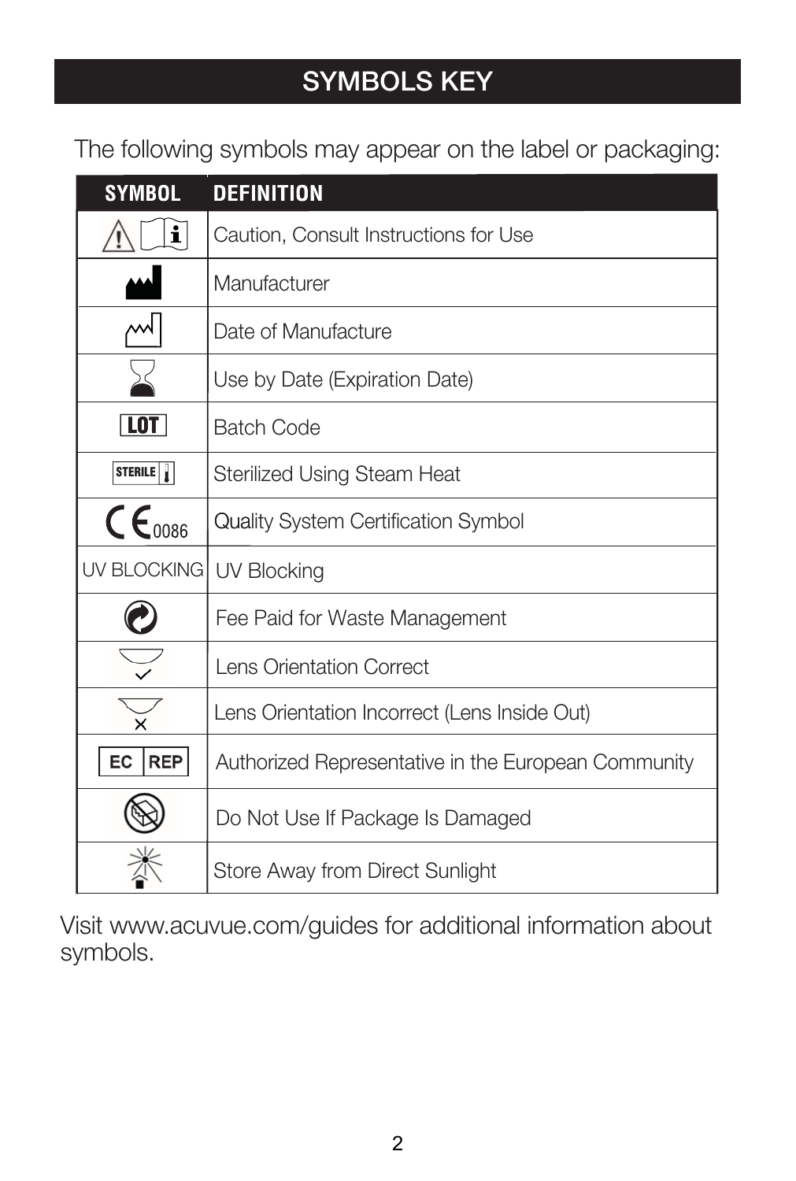## SYMBOLS KEY

The following symbols may appear on the label or packaging:

| SYMBOL | DEFINITION |
|---|---|
| | Caution, Consult Instructions for Use |
| | Manufacturer |
| | Date of Manufacture |
| | Use by Date (Expiration Date) |
| LOT | Batch Code |
| STERILE | Sterilized Using Steam Heat |
| CE 0086 | Quality System Certification Symbol |
| UV BLOCKING | UV Blocking |
| | Fee Paid for Waste Management |
| | Lens Orientation Correct |
| | Lens Orientation Incorrect (Lens Inside Out) |
| EC REP | Authorized Representative in the European Community |
| | Do Not Use If Package Is Damaged |
| | Store Away from Direct Sunlight |

Visit www.acuvue.com/guides for additional information about symbols.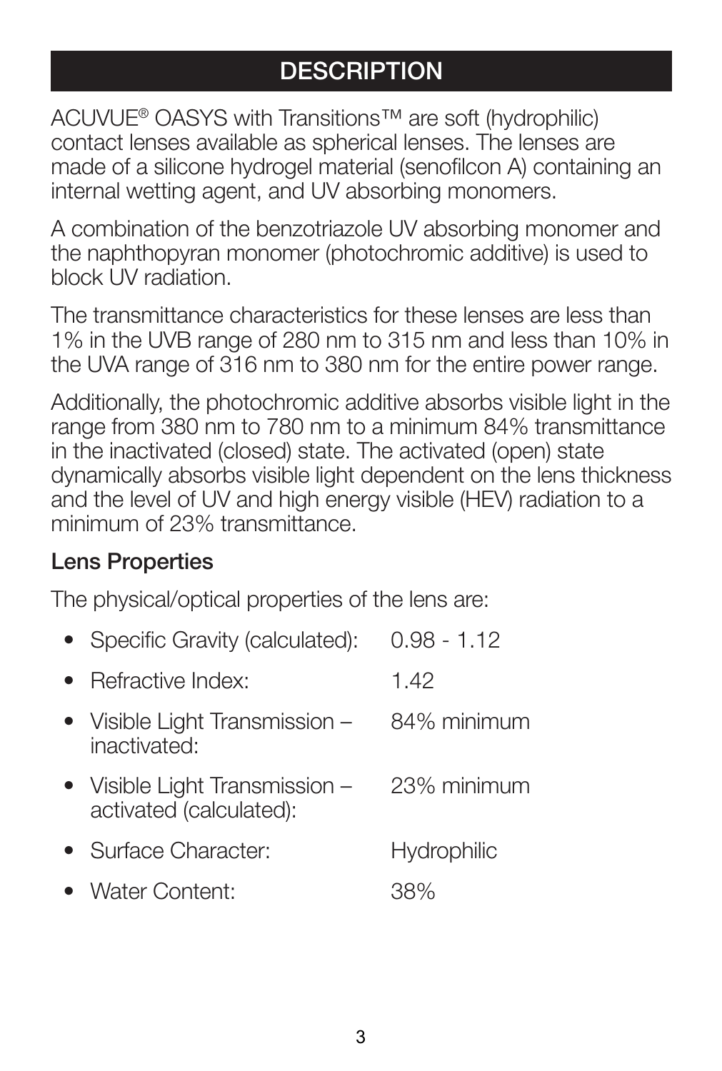# DESCRIPTION

ACUVUE® OASYS with Transitions™ are soft (hydrophilic) contact lenses available as spherical lenses. The lenses are made of a silicone hydrogel material (senofilcon A) containing an internal wetting agent, and UV absorbing monomers.

A combination of the benzotriazole UV absorbing monomer and the naphthopyran monomer (photochromic additive) is used to block UV radiation.

The transmittance characteristics for these lenses are less than 1% in the UVB range of 280 nm to 315 nm and less than 10% in the UVA range of 316 nm to 380 nm for the entire power range.

Additionally, the photochromic additive absorbs visible light in the range from 380 nm to 780 nm to a minimum 84% transmittance in the inactivated (closed) state. The activated (open) state dynamically absorbs visible light dependent on the lens thickness and the level of UV and high energy visible (HEV) radiation to a minimum of 23% transmittance.

## Lens Properties

The physical/optical properties of the lens are:

- Specific Gravity (calculated): 0.98 - 1.12
- Refractive Index: 1.42
- Visible Light Transmission – inactivated: 84% minimum
- Visible Light Transmission – activated (calculated): 23% minimum
- Surface Character: Hydrophilic
- Water Content: 38%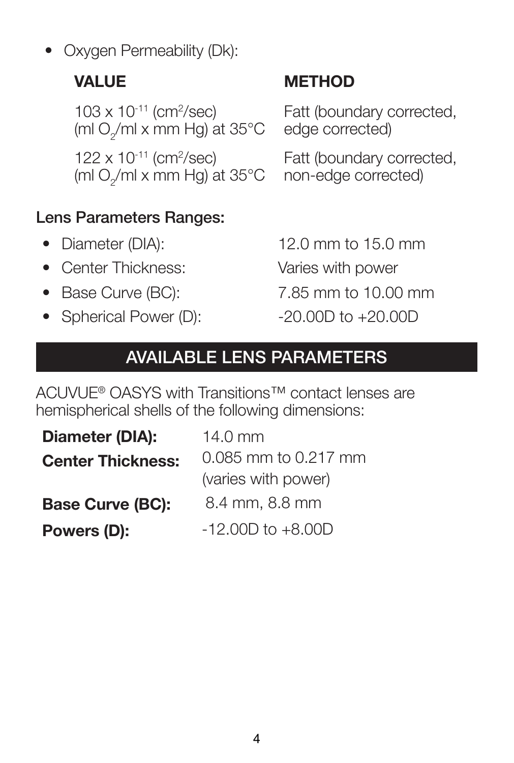- Oxygen Permeability (Dk):

| VALUE | METHOD |
| --- | --- |
| $103 \times 10^{-11}$ ($cm^2$/sec) (ml $O_2$/ml x mm Hg) at 35°C | Fatt (boundary corrected, edge corrected) |
| $122 \times 10^{-11}$ ($cm^2$/sec) (ml $O_2$/ml x mm Hg) at 35°C | Fatt (boundary corrected, non-edge corrected) |

### Lens Parameters Ranges:

- Diameter (DIA): 12.0 mm to 15.0 mm
- Center Thickness: Varies with power
- Base Curve (BC): 7.85 mm to 10.00 mm
- Spherical Power (D): -20.00D to +20.00D

## AVAILABLE LENS PARAMETERS

ACUVUE® OASYS with Transitions™ contact lenses are hemispherical shells of the following dimensions:

| | |
| --- | --- |
| **Diameter (DIA):** | 14.0 mm |
| **Center Thickness:** | 0.085 mm to 0.217 mm (varies with power) |
| **Base Curve (BC):** | 8.4 mm, 8.8 mm |
| **Powers (D):** | -12.00D to +8.00D |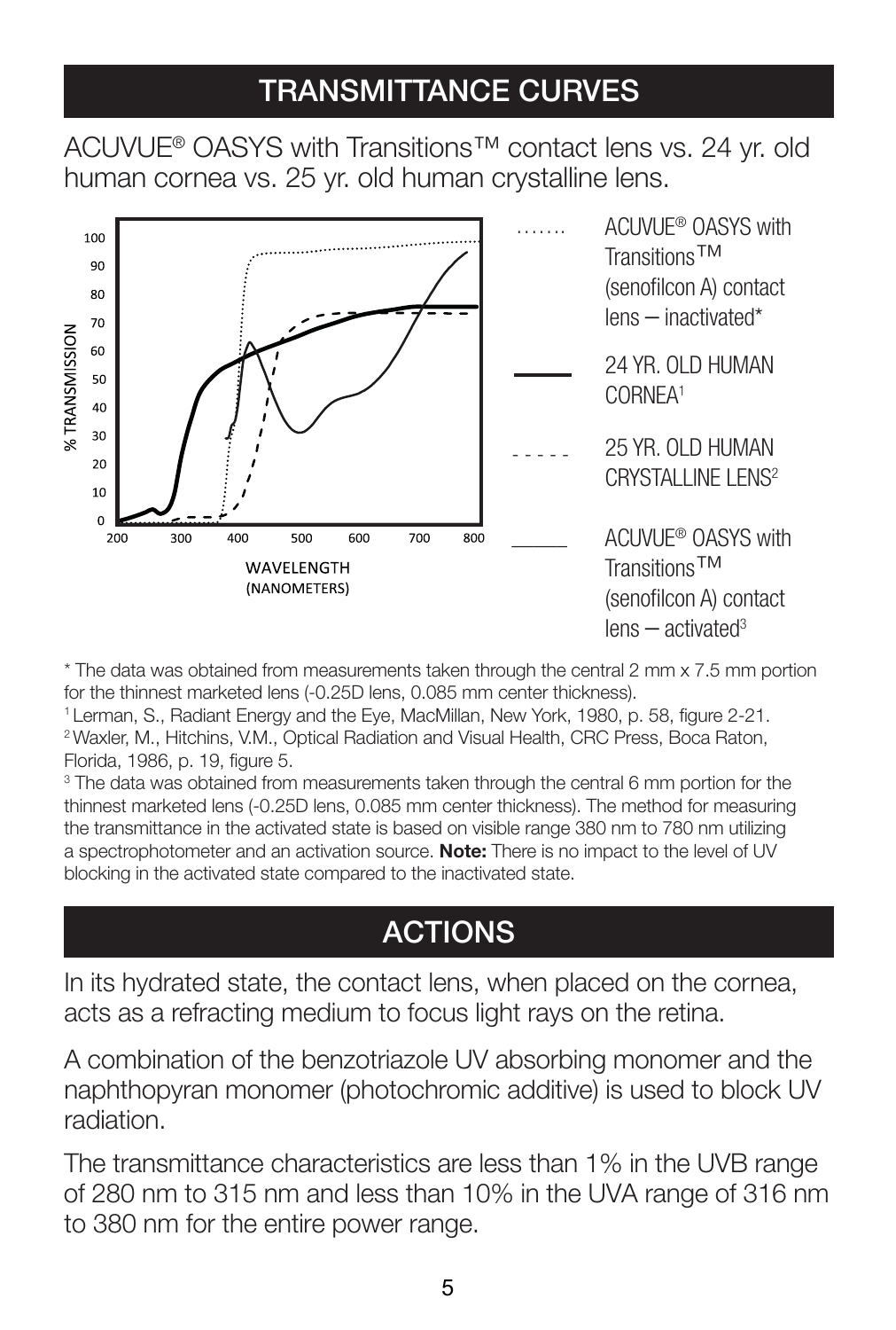## TRANSMITTANCE CURVES

ACUVUE® OASYS with Transitions™ contact lens vs. 24 yr. old human cornea vs. 25 yr. old human crystalline lens.

% TRANSMISSION

WAVELENGTH (NANOMETERS)

....... ACUVUE® OASYS with Transitions™ (senofilcon A) contact lens – inactivated*

——— 24 YR. OLD HUMAN CORNEA[1]

- - - - - 25 YR. OLD HUMAN CRYSTALLINE LENS[2]

——— ACUVUE® OASYS with Transitions™ (senofilcon A) contact lens – activated[3]

\* The data was obtained from measurements taken through the central 2 mm x 7.5 mm portion for the thinnest marketed lens (-0.25D lens, 0.085 mm center thickness).

[1] Lerman, S., Radiant Energy and the Eye, MacMillan, New York, 1980, p. 58, figure 2-21.

[2] Waxler, M., Hitchins, V.M., Optical Radiation and Visual Health, CRC Press, Boca Raton, Florida, 1986, p. 19, figure 5.

[3] The data was obtained from measurements taken through the central 6 mm portion for the thinnest marketed lens (-0.25D lens, 0.085 mm center thickness). The method for measuring the transmittance in the activated state is based on visible range 380 nm to 780 nm utilizing a spectrophotometer and an activation source. **Note:** There is no impact to the level of UV blocking in the activated state compared to the inactivated state.

## ACTIONS

In its hydrated state, the contact lens, when placed on the cornea, acts as a refracting medium to focus light rays on the retina.

A combination of the benzotriazole UV absorbing monomer and the naphthopyran monomer (photochromic additive) is used to block UV radiation.

The transmittance characteristics are less than 1% in the UVB range of 280 nm to 315 nm and less than 10% in the UVA range of 316 nm to 380 nm for the entire power range.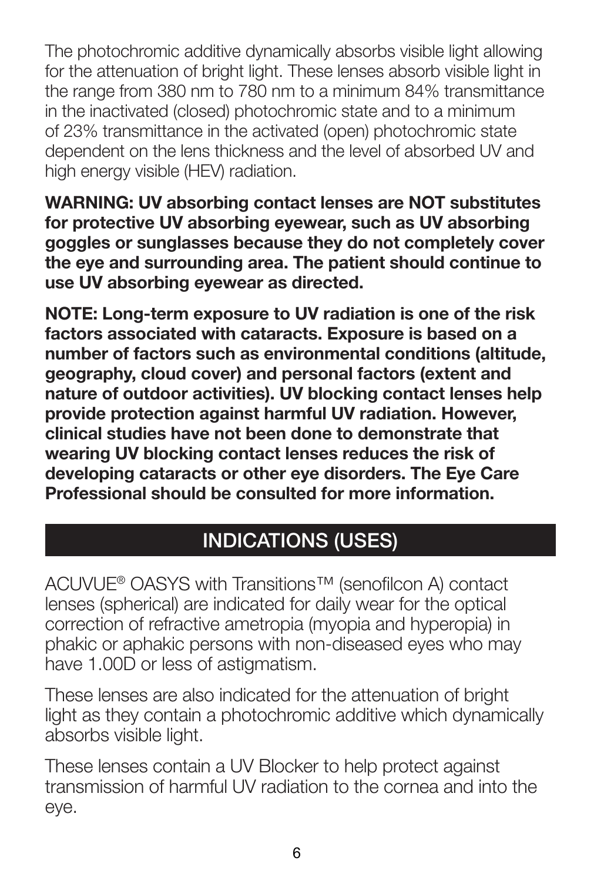The photochromic additive dynamically absorbs visible light allowing for the attenuation of bright light. These lenses absorb visible light in the range from 380 nm to 780 nm to a minimum 84% transmittance in the inactivated (closed) photochromic state and to a minimum of 23% transmittance in the activated (open) photochromic state dependent on the lens thickness and the level of absorbed UV and high energy visible (HEV) radiation.

**WARNING: UV absorbing contact lenses are NOT substitutes for protective UV absorbing eyewear, such as UV absorbing goggles or sunglasses because they do not completely cover the eye and surrounding area. The patient should continue to use UV absorbing eyewear as directed.**

**NOTE: Long-term exposure to UV radiation is one of the risk factors associated with cataracts. Exposure is based on a number of factors such as environmental conditions (altitude, geography, cloud cover) and personal factors (extent and nature of outdoor activities). UV blocking contact lenses help provide protection against harmful UV radiation. However, clinical studies have not been done to demonstrate that wearing UV blocking contact lenses reduces the risk of developing cataracts or other eye disorders. The Eye Care Professional should be consulted for more information.**

## INDICATIONS (USES)

ACUVUE® OASYS with Transitions™ (senofilcon A) contact lenses (spherical) are indicated for daily wear for the optical correction of refractive ametropia (myopia and hyperopia) in phakic or aphakic persons with non-diseased eyes who may have 1.00D or less of astigmatism.

These lenses are also indicated for the attenuation of bright light as they contain a photochromic additive which dynamically absorbs visible light.

These lenses contain a UV Blocker to help protect against transmission of harmful UV radiation to the cornea and into the eye.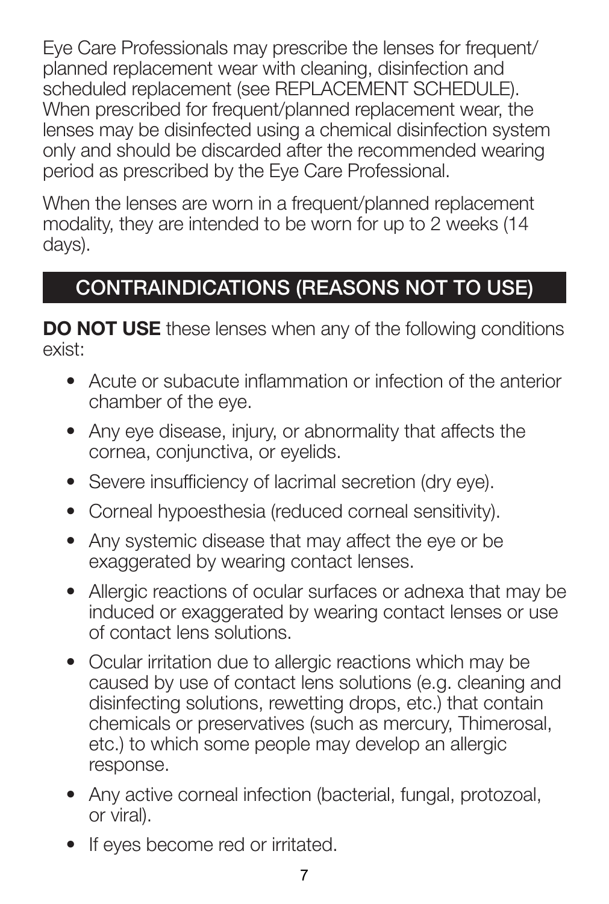Eye Care Professionals may prescribe the lenses for frequent/planned replacement wear with cleaning, disinfection and scheduled replacement (see REPLACEMENT SCHEDULE). When prescribed for frequent/planned replacement wear, the lenses may be disinfected using a chemical disinfection system only and should be discarded after the recommended wearing period as prescribed by the Eye Care Professional.

When the lenses are worn in a frequent/planned replacement modality, they are intended to be worn for up to 2 weeks (14 days).

## CONTRAINDICATIONS (REASONS NOT TO USE)

**DO NOT USE** these lenses when any of the following conditions exist:

- Acute or subacute inflammation or infection of the anterior chamber of the eye.
- Any eye disease, injury, or abnormality that affects the cornea, conjunctiva, or eyelids.
- Severe insufficiency of lacrimal secretion (dry eye).
- Corneal hypoesthesia (reduced corneal sensitivity).
- Any systemic disease that may affect the eye or be exaggerated by wearing contact lenses.
- Allergic reactions of ocular surfaces or adnexa that may be induced or exaggerated by wearing contact lenses or use of contact lens solutions.
- Ocular irritation due to allergic reactions which may be caused by use of contact lens solutions (e.g. cleaning and disinfecting solutions, rewetting drops, etc.) that contain chemicals or preservatives (such as mercury, Thimerosal, etc.) to which some people may develop an allergic response.
- Any active corneal infection (bacterial, fungal, protozoal, or viral).
- If eyes become red or irritated.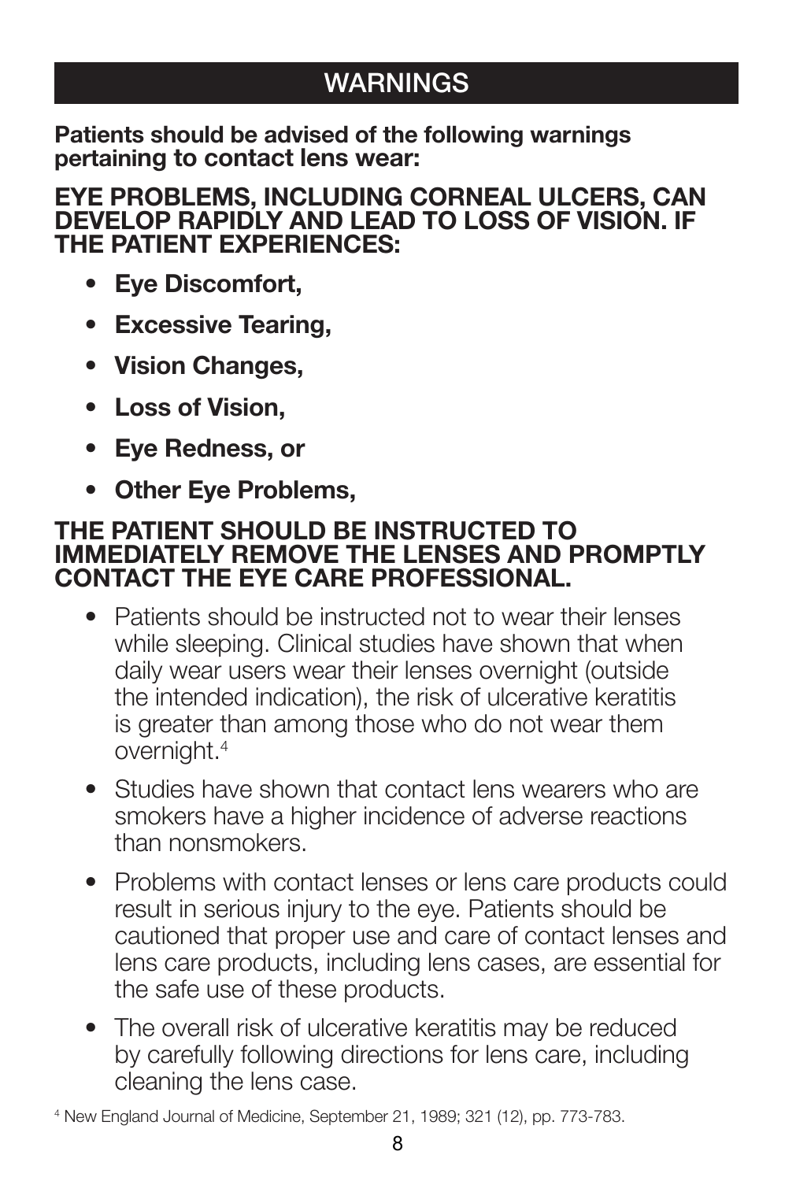## WARNINGS

**Patients should be advised of the following warnings pertaining to contact lens wear:**

**EYE PROBLEMS, INCLUDING CORNEAL ULCERS, CAN DEVELOP RAPIDLY AND LEAD TO LOSS OF VISION. IF THE PATIENT EXPERIENCES:**

- **Eye Discomfort,**
- **Excessive Tearing,**
- **Vision Changes,**
- **Loss of Vision,**
- **Eye Redness, or**
- **Other Eye Problems,**

**THE PATIENT SHOULD BE INSTRUCTED TO IMMEDIATELY REMOVE THE LENSES AND PROMPTLY CONTACT THE EYE CARE PROFESSIONAL.**

- Patients should be instructed not to wear their lenses while sleeping. Clinical studies have shown that when daily wear users wear their lenses overnight (outside the intended indication), the risk of ulcerative keratitis is greater than among those who do not wear them overnight.[4]
- Studies have shown that contact lens wearers who are smokers have a higher incidence of adverse reactions than nonsmokers.
- Problems with contact lenses or lens care products could result in serious injury to the eye. Patients should be cautioned that proper use and care of contact lenses and lens care products, including lens cases, are essential for the safe use of these products.
- The overall risk of ulcerative keratitis may be reduced by carefully following directions for lens care, including cleaning the lens case.

[4] New England Journal of Medicine, September 21, 1989; 321 (12), pp. 773-783.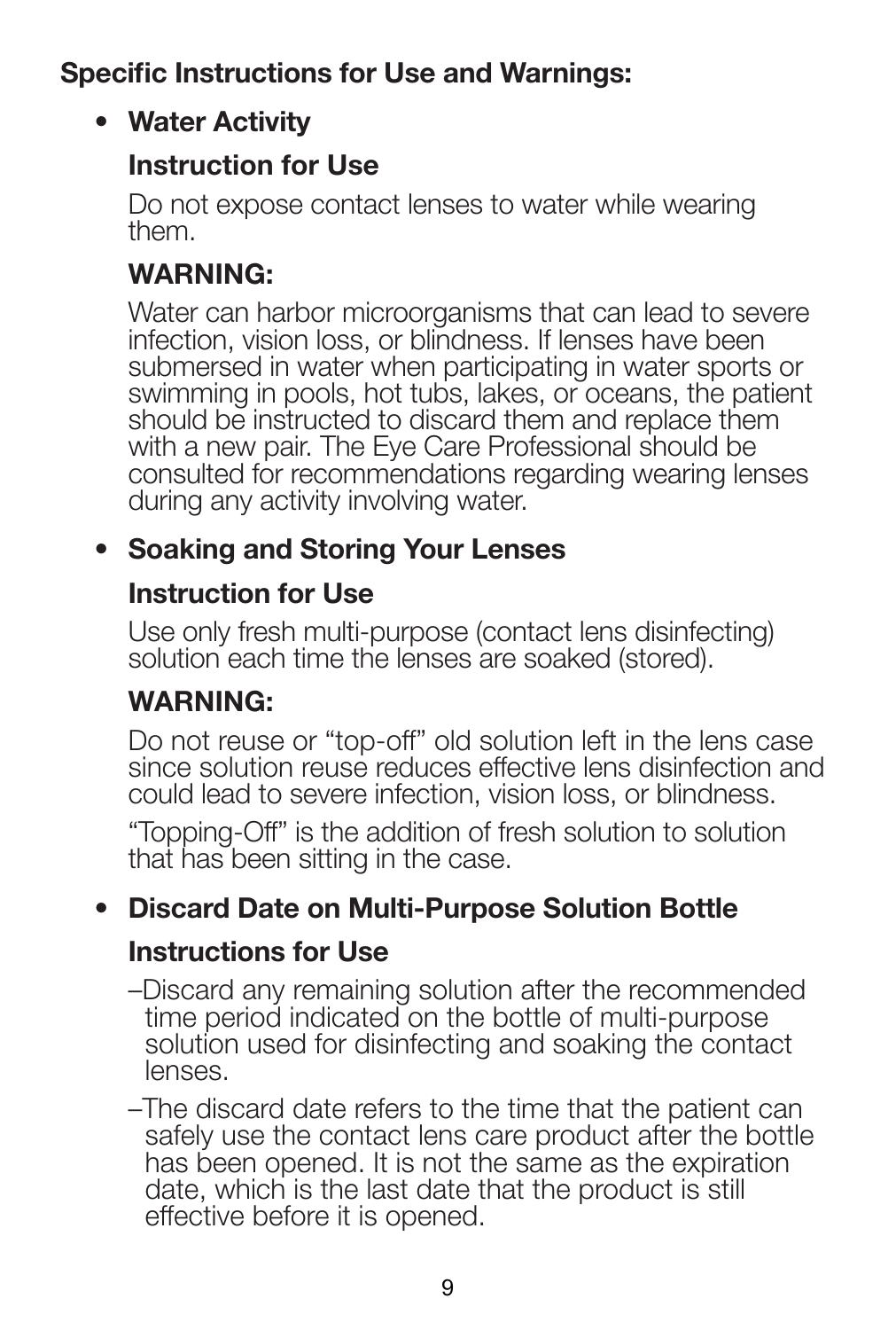**Specific Instructions for Use and Warnings:**

- **Water Activity**

  **Instruction for Use**

  Do not expose contact lenses to water while wearing them.

  **WARNING:**

  Water can harbor microorganisms that can lead to severe infection, vision loss, or blindness. If lenses have been submersed in water when participating in water sports or swimming in pools, hot tubs, lakes, or oceans, the patient should be instructed to discard them and replace them with a new pair. The Eye Care Professional should be consulted for recommendations regarding wearing lenses during any activity involving water.

- **Soaking and Storing Your Lenses**

  **Instruction for Use**

  Use only fresh multi-purpose (contact lens disinfecting) solution each time the lenses are soaked (stored).

  **WARNING:**

  Do not reuse or "top-off" old solution left in the lens case since solution reuse reduces effective lens disinfection and could lead to severe infection, vision loss, or blindness.

  "Topping-Off" is the addition of fresh solution to solution that has been sitting in the case.

- **Discard Date on Multi-Purpose Solution Bottle**

  **Instructions for Use**

  –Discard any remaining solution after the recommended time period indicated on the bottle of multi-purpose solution used for disinfecting and soaking the contact lenses.

  –The discard date refers to the time that the patient can safely use the contact lens care product after the bottle has been opened. It is not the same as the expiration date, which is the last date that the product is still effective before it is opened.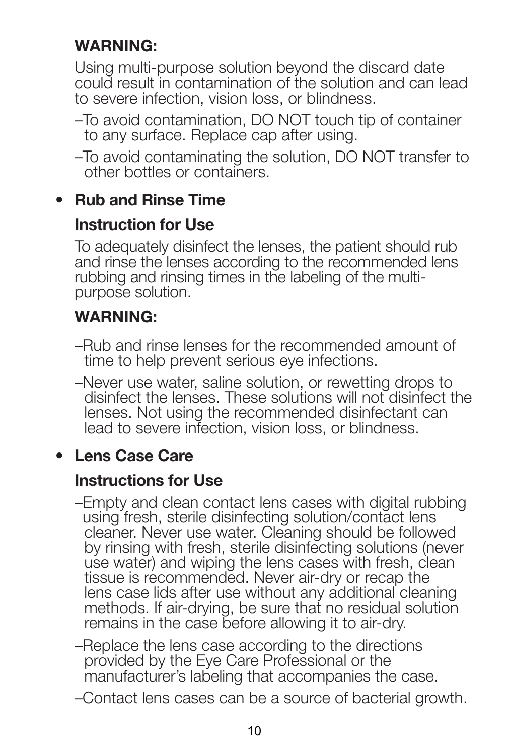**WARNING:**

Using multi-purpose solution beyond the discard date could result in contamination of the solution and can lead to severe infection, vision loss, or blindness.

–To avoid contamination, DO NOT touch tip of container to any surface. Replace cap after using.

–To avoid contaminating the solution, DO NOT transfer to other bottles or containers.

- **Rub and Rinse Time**

  **Instruction for Use**

  To adequately disinfect the lenses, the patient should rub and rinse the lenses according to the recommended lens rubbing and rinsing times in the labeling of the multi-purpose solution.

  **WARNING:**

  –Rub and rinse lenses for the recommended amount of time to help prevent serious eye infections.

  –Never use water, saline solution, or rewetting drops to disinfect the lenses. These solutions will not disinfect the lenses. Not using the recommended disinfectant can lead to severe infection, vision loss, or blindness.

- **Lens Case Care**

  **Instructions for Use**

  –Empty and clean contact lens cases with digital rubbing using fresh, sterile disinfecting solution/contact lens cleaner. Never use water. Cleaning should be followed by rinsing with fresh, sterile disinfecting solutions (never use water) and wiping the lens cases with fresh, clean tissue is recommended. Never air-dry or recap the lens case lids after use without any additional cleaning methods. If air-drying, be sure that no residual solution remains in the case before allowing it to air-dry.

  –Replace the lens case according to the directions provided by the Eye Care Professional or the manufacturer's labeling that accompanies the case.

  –Contact lens cases can be a source of bacterial growth.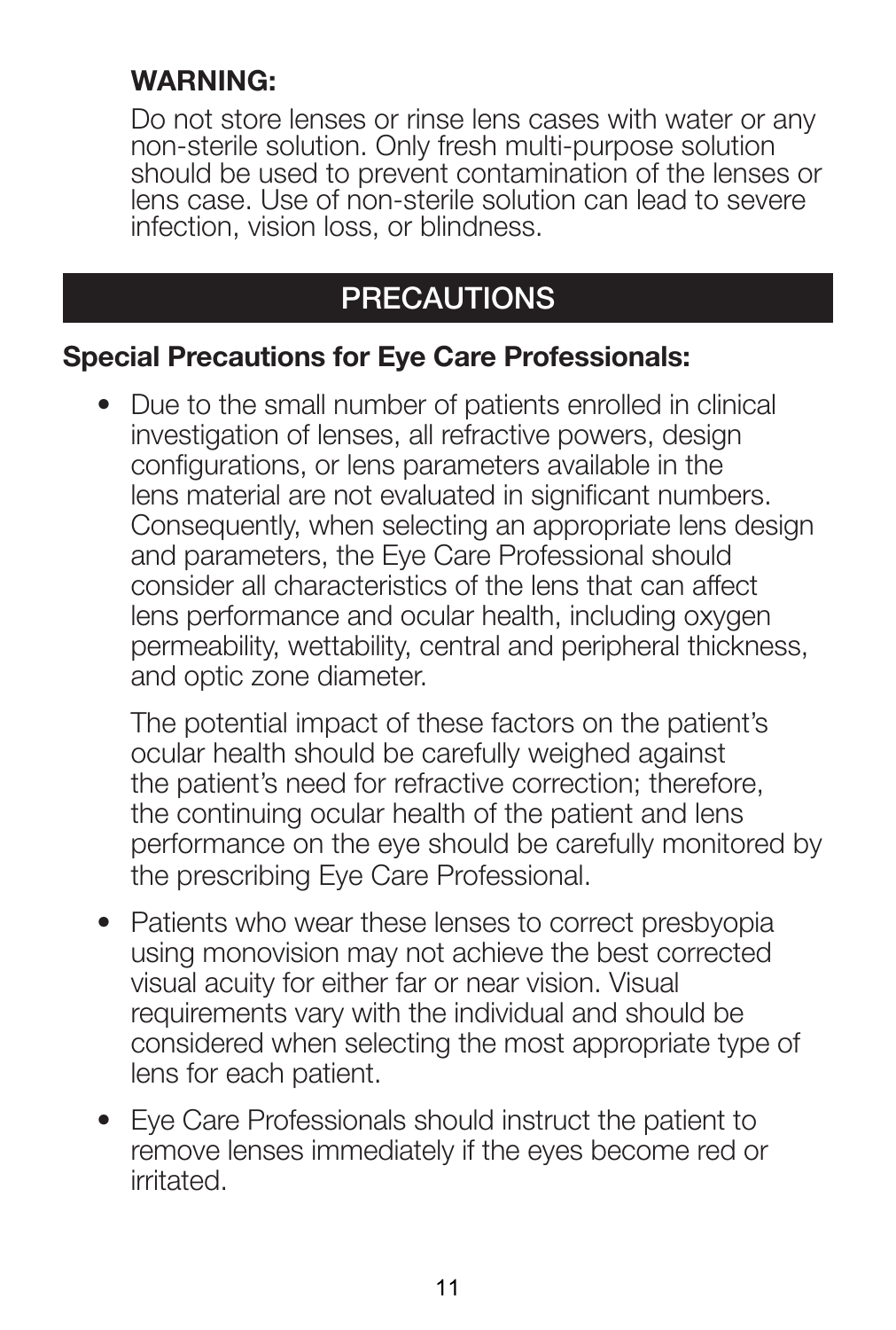**WARNING:**

Do not store lenses or rinse lens cases with water or any non-sterile solution. Only fresh multi-purpose solution should be used to prevent contamination of the lenses or lens case. Use of non-sterile solution can lead to severe infection, vision loss, or blindness.

## PRECAUTIONS

### Special Precautions for Eye Care Professionals:

- Due to the small number of patients enrolled in clinical investigation of lenses, all refractive powers, design configurations, or lens parameters available in the lens material are not evaluated in significant numbers. Consequently, when selecting an appropriate lens design and parameters, the Eye Care Professional should consider all characteristics of the lens that can affect lens performance and ocular health, including oxygen permeability, wettability, central and peripheral thickness, and optic zone diameter.

  The potential impact of these factors on the patient's ocular health should be carefully weighed against the patient's need for refractive correction; therefore, the continuing ocular health of the patient and lens performance on the eye should be carefully monitored by the prescribing Eye Care Professional.

- Patients who wear these lenses to correct presbyopia using monovision may not achieve the best corrected visual acuity for either far or near vision. Visual requirements vary with the individual and should be considered when selecting the most appropriate type of lens for each patient.

- Eye Care Professionals should instruct the patient to remove lenses immediately if the eyes become red or irritated.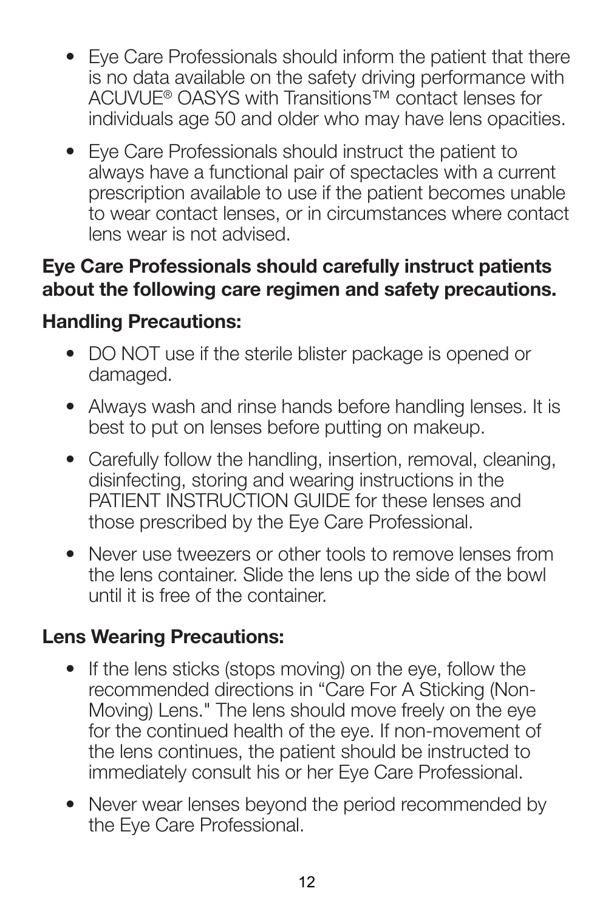- Eye Care Professionals should inform the patient that there is no data available on the safety driving performance with ACUVUE® OASYS with Transitions™ contact lenses for individuals age 50 and older who may have lens opacities.
- Eye Care Professionals should instruct the patient to always have a functional pair of spectacles with a current prescription available to use if the patient becomes unable to wear contact lenses, or in circumstances where contact lens wear is not advised.

**Eye Care Professionals should carefully instruct patients about the following care regimen and safety precautions.**

**Handling Precautions:**

- DO NOT use if the sterile blister package is opened or damaged.
- Always wash and rinse hands before handling lenses. It is best to put on lenses before putting on makeup.
- Carefully follow the handling, insertion, removal, cleaning, disinfecting, storing and wearing instructions in the PATIENT INSTRUCTION GUIDE for these lenses and those prescribed by the Eye Care Professional.
- Never use tweezers or other tools to remove lenses from the lens container. Slide the lens up the side of the bowl until it is free of the container.

**Lens Wearing Precautions:**

- If the lens sticks (stops moving) on the eye, follow the recommended directions in "Care For A Sticking (Non-Moving) Lens." The lens should move freely on the eye for the continued health of the eye. If non-movement of the lens continues, the patient should be instructed to immediately consult his or her Eye Care Professional.
- Never wear lenses beyond the period recommended by the Eye Care Professional.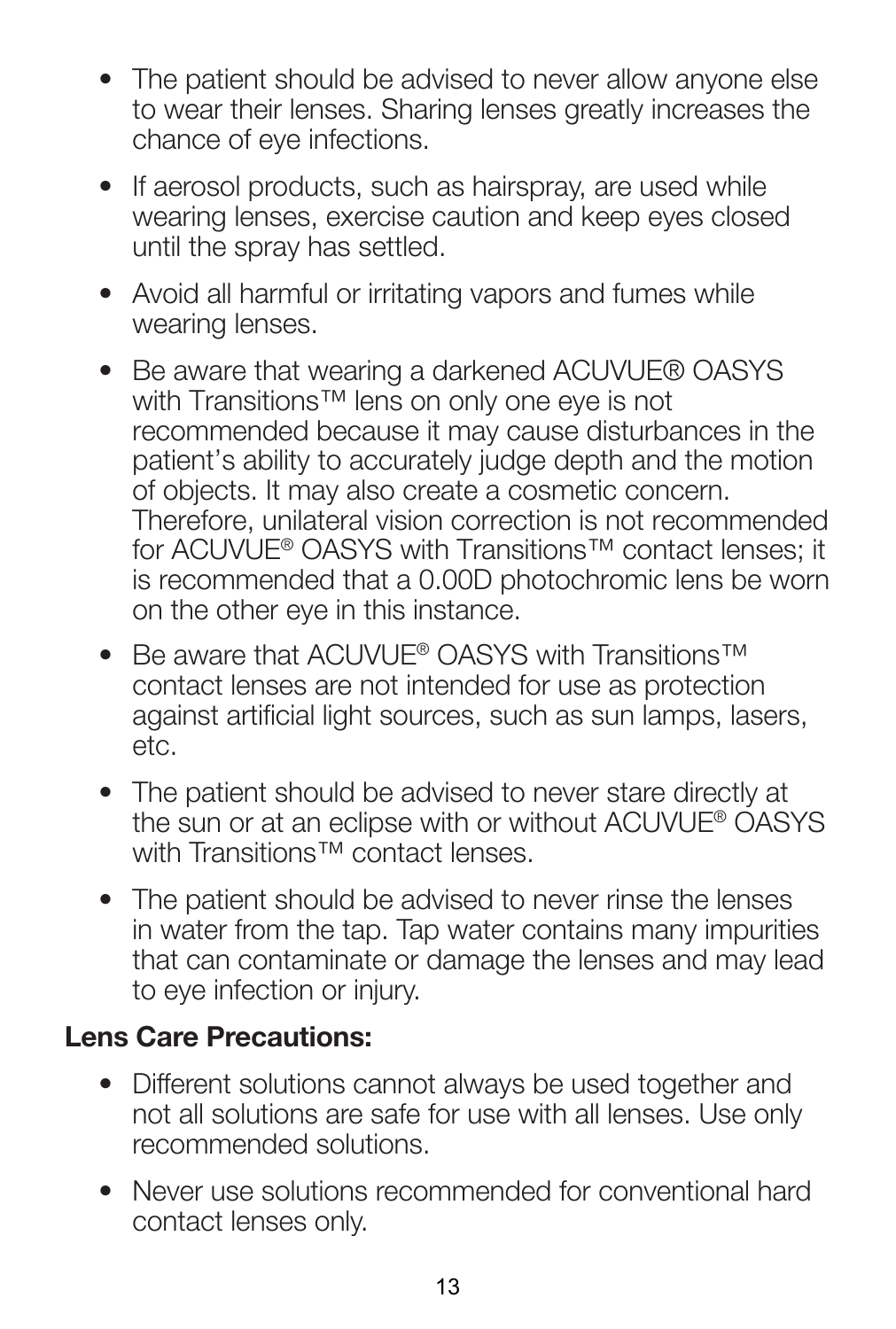- The patient should be advised to never allow anyone else to wear their lenses. Sharing lenses greatly increases the chance of eye infections.
- If aerosol products, such as hairspray, are used while wearing lenses, exercise caution and keep eyes closed until the spray has settled.
- Avoid all harmful or irritating vapors and fumes while wearing lenses.
- Be aware that wearing a darkened ACUVUE® OASYS with Transitions™ lens on only one eye is not recommended because it may cause disturbances in the patient's ability to accurately judge depth and the motion of objects. It may also create a cosmetic concern. Therefore, unilateral vision correction is not recommended for ACUVUE® OASYS with Transitions™ contact lenses; it is recommended that a 0.00D photochromic lens be worn on the other eye in this instance.
- Be aware that ACUVUE® OASYS with Transitions™ contact lenses are not intended for use as protection against artificial light sources, such as sun lamps, lasers, etc.
- The patient should be advised to never stare directly at the sun or at an eclipse with or without ACUVUE® OASYS with Transitions™ contact lenses.
- The patient should be advised to never rinse the lenses in water from the tap. Tap water contains many impurities that can contaminate or damage the lenses and may lead to eye infection or injury.

**Lens Care Precautions:**

- Different solutions cannot always be used together and not all solutions are safe for use with all lenses. Use only recommended solutions.
- Never use solutions recommended for conventional hard contact lenses only.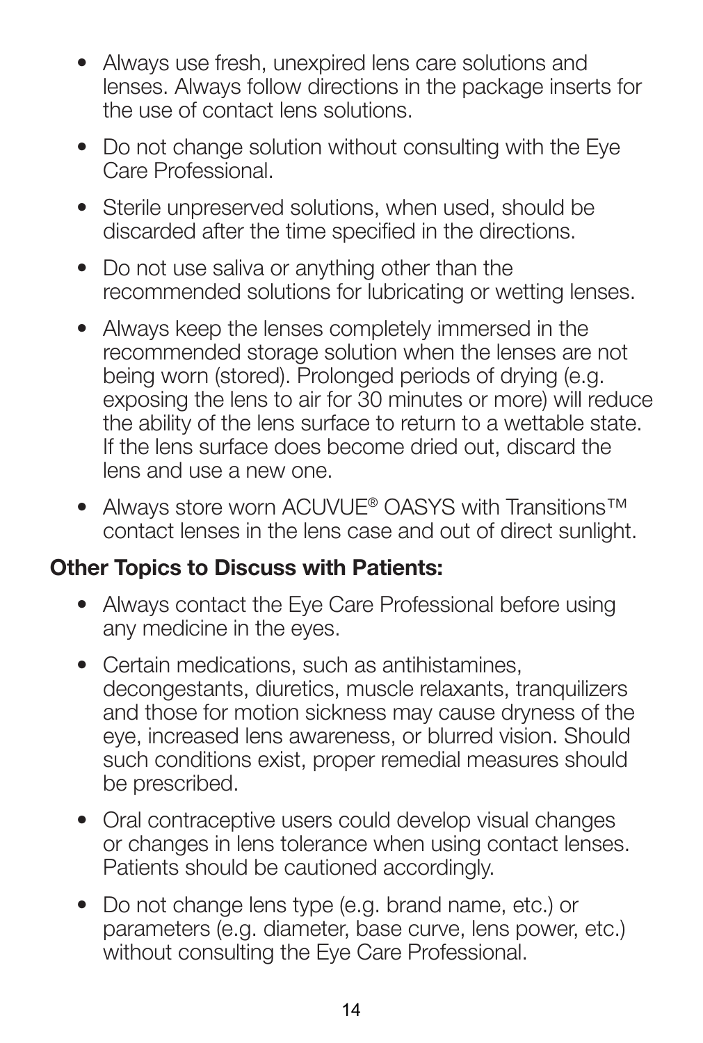- Always use fresh, unexpired lens care solutions and lenses. Always follow directions in the package inserts for the use of contact lens solutions.
- Do not change solution without consulting with the Eye Care Professional.
- Sterile unpreserved solutions, when used, should be discarded after the time specified in the directions.
- Do not use saliva or anything other than the recommended solutions for lubricating or wetting lenses.
- Always keep the lenses completely immersed in the recommended storage solution when the lenses are not being worn (stored). Prolonged periods of drying (e.g. exposing the lens to air for 30 minutes or more) will reduce the ability of the lens surface to return to a wettable state. If the lens surface does become dried out, discard the lens and use a new one.
- Always store worn ACUVUE® OASYS with Transitions™ contact lenses in the lens case and out of direct sunlight.

**Other Topics to Discuss with Patients:**

- Always contact the Eye Care Professional before using any medicine in the eyes.
- Certain medications, such as antihistamines, decongestants, diuretics, muscle relaxants, tranquilizers and those for motion sickness may cause dryness of the eye, increased lens awareness, or blurred vision. Should such conditions exist, proper remedial measures should be prescribed.
- Oral contraceptive users could develop visual changes or changes in lens tolerance when using contact lenses. Patients should be cautioned accordingly.
- Do not change lens type (e.g. brand name, etc.) or parameters (e.g. diameter, base curve, lens power, etc.) without consulting the Eye Care Professional.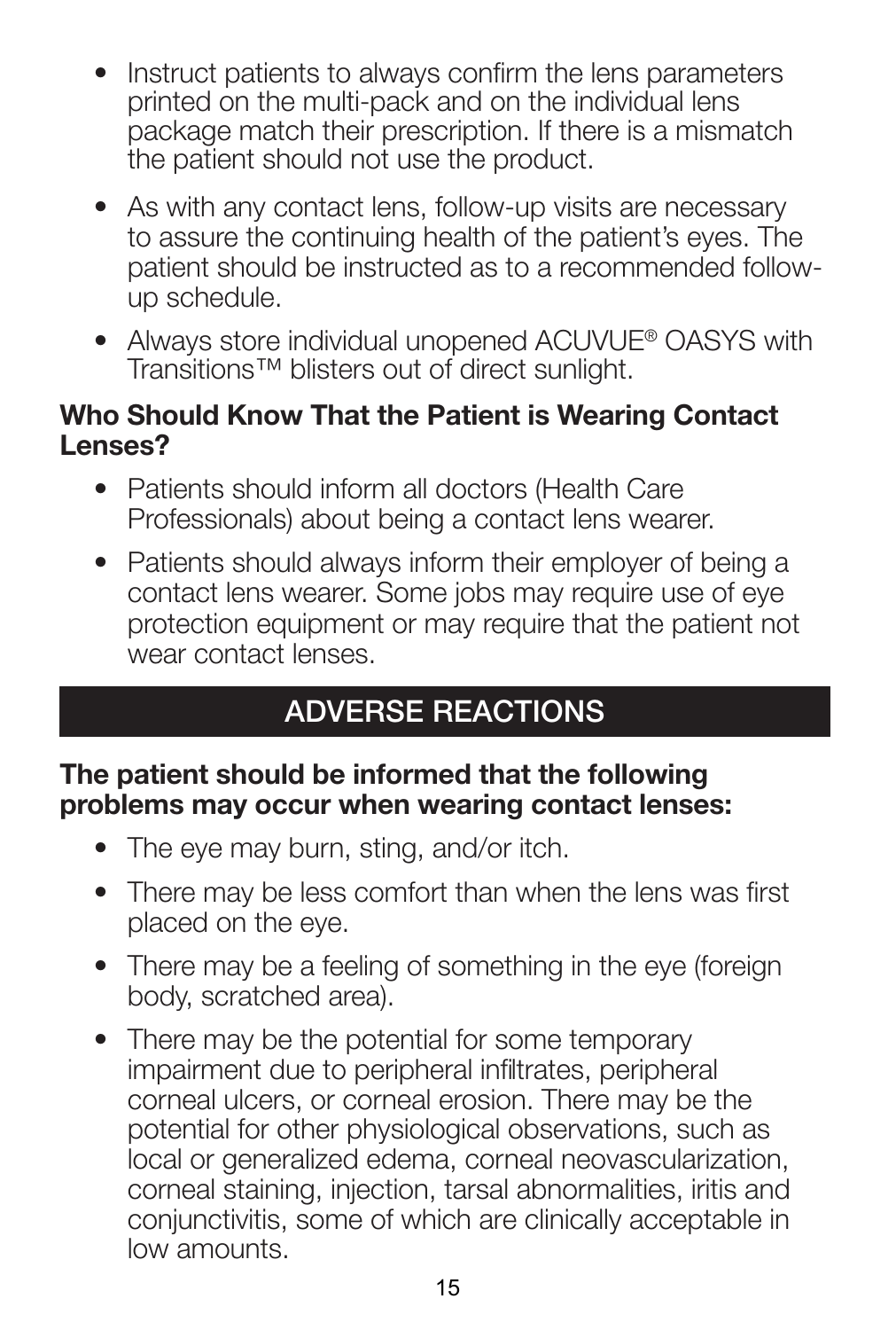- Instruct patients to always confirm the lens parameters printed on the multi-pack and on the individual lens package match their prescription. If there is a mismatch the patient should not use the product.
- As with any contact lens, follow-up visits are necessary to assure the continuing health of the patient's eyes. The patient should be instructed as to a recommended follow-up schedule.
- Always store individual unopened ACUVUE® OASYS with Transitions™ blisters out of direct sunlight.

**Who Should Know That the Patient is Wearing Contact Lenses?**

- Patients should inform all doctors (Health Care Professionals) about being a contact lens wearer.
- Patients should always inform their employer of being a contact lens wearer. Some jobs may require use of eye protection equipment or may require that the patient not wear contact lenses.

## ADVERSE REACTIONS

**The patient should be informed that the following problems may occur when wearing contact lenses:**

- The eye may burn, sting, and/or itch.
- There may be less comfort than when the lens was first placed on the eye.
- There may be a feeling of something in the eye (foreign body, scratched area).
- There may be the potential for some temporary impairment due to peripheral infiltrates, peripheral corneal ulcers, or corneal erosion. There may be the potential for other physiological observations, such as local or generalized edema, corneal neovascularization, corneal staining, injection, tarsal abnormalities, iritis and conjunctivitis, some of which are clinically acceptable in low amounts.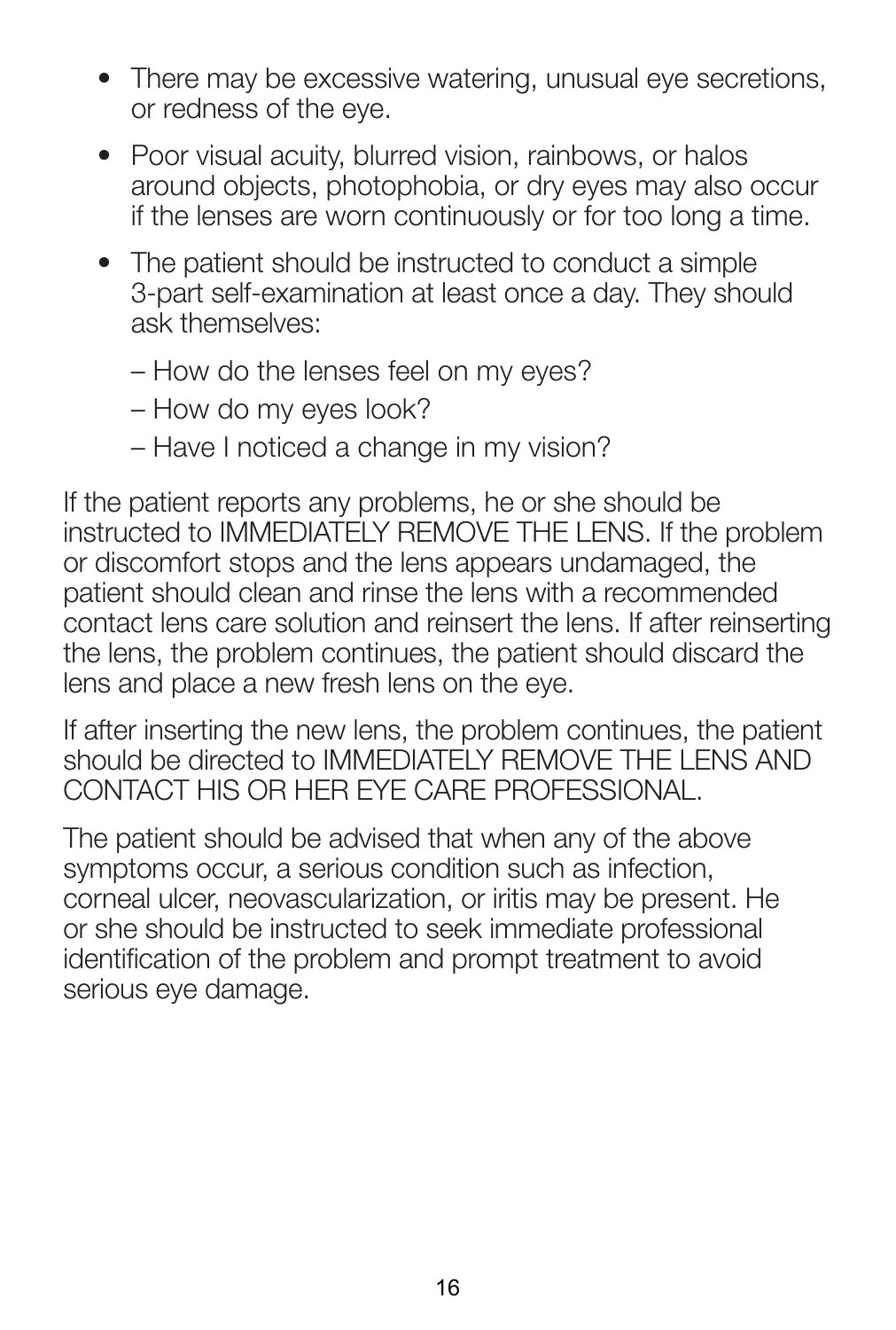- There may be excessive watering, unusual eye secretions, or redness of the eye.
- Poor visual acuity, blurred vision, rainbows, or halos around objects, photophobia, or dry eyes may also occur if the lenses are worn continuously or for too long a time.
- The patient should be instructed to conduct a simple 3-part self-examination at least once a day. They should ask themselves:
  - How do the lenses feel on my eyes?
  - How do my eyes look?
  - Have I noticed a change in my vision?

If the patient reports any problems, he or she should be instructed to IMMEDIATELY REMOVE THE LENS. If the problem or discomfort stops and the lens appears undamaged, the patient should clean and rinse the lens with a recommended contact lens care solution and reinsert the lens. If after reinserting the lens, the problem continues, the patient should discard the lens and place a new fresh lens on the eye.

If after inserting the new lens, the problem continues, the patient should be directed to IMMEDIATELY REMOVE THE LENS AND CONTACT HIS OR HER EYE CARE PROFESSIONAL.

The patient should be advised that when any of the above symptoms occur, a serious condition such as infection, corneal ulcer, neovascularization, or iritis may be present. He or she should be instructed to seek immediate professional identification of the problem and prompt treatment to avoid serious eye damage.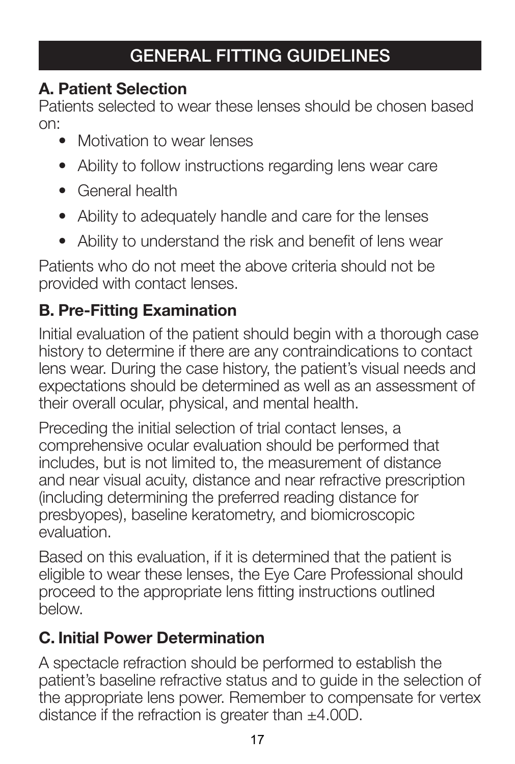# GENERAL FITTING GUIDELINES

## A. Patient Selection

Patients selected to wear these lenses should be chosen based on:

- Motivation to wear lenses
- Ability to follow instructions regarding lens wear care
- General health
- Ability to adequately handle and care for the lenses
- Ability to understand the risk and benefit of lens wear

Patients who do not meet the above criteria should not be provided with contact lenses.

## B. Pre-Fitting Examination

Initial evaluation of the patient should begin with a thorough case history to determine if there are any contraindications to contact lens wear. During the case history, the patient's visual needs and expectations should be determined as well as an assessment of their overall ocular, physical, and mental health.

Preceding the initial selection of trial contact lenses, a comprehensive ocular evaluation should be performed that includes, but is not limited to, the measurement of distance and near visual acuity, distance and near refractive prescription (including determining the preferred reading distance for presbyopes), baseline keratometry, and biomicroscopic evaluation.

Based on this evaluation, if it is determined that the patient is eligible to wear these lenses, the Eye Care Professional should proceed to the appropriate lens fitting instructions outlined below.

## C. Initial Power Determination

A spectacle refraction should be performed to establish the patient's baseline refractive status and to guide in the selection of the appropriate lens power. Remember to compensate for vertex distance if the refraction is greater than ±4.00D.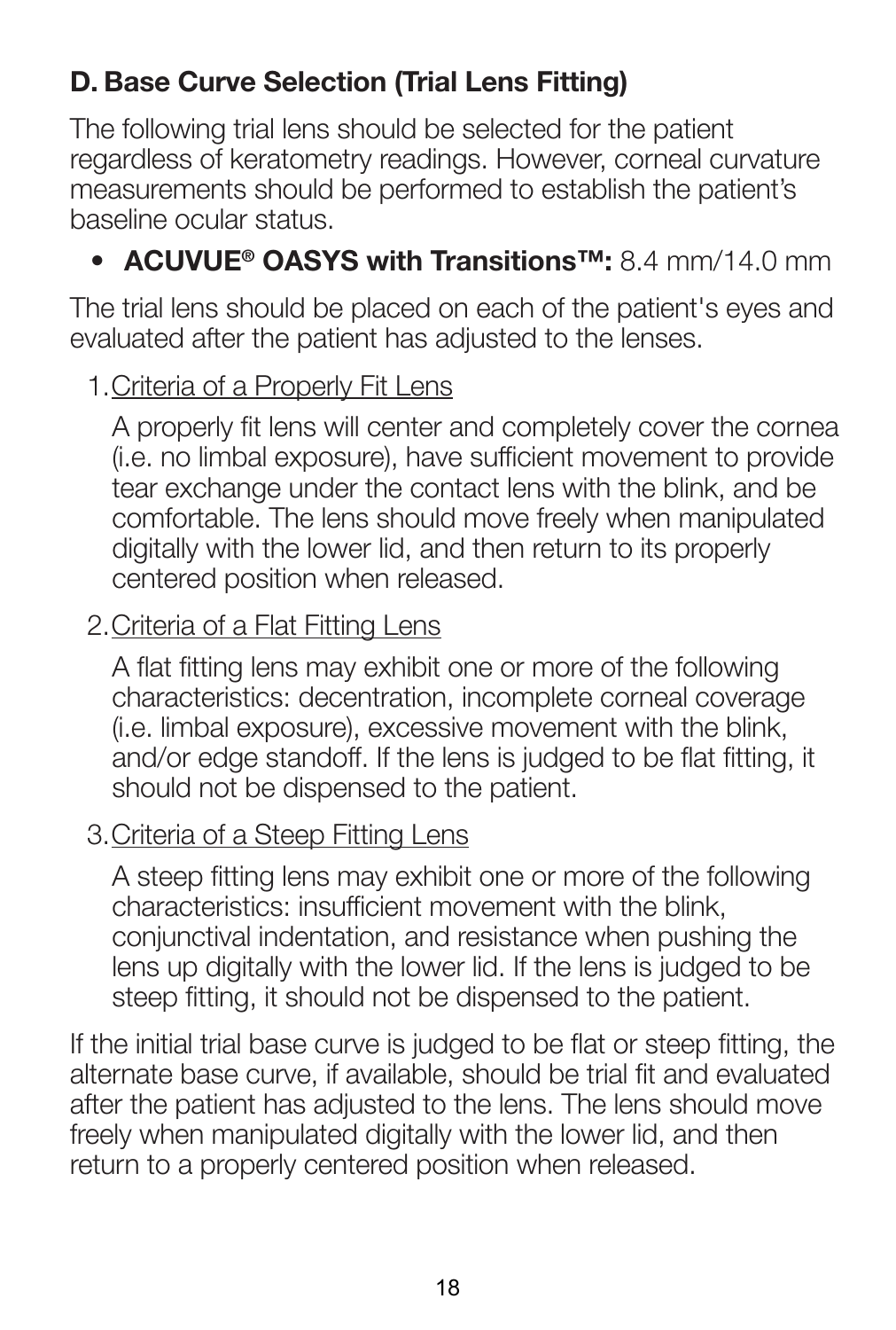## D. Base Curve Selection (Trial Lens Fitting)

The following trial lens should be selected for the patient regardless of keratometry readings. However, corneal curvature measurements should be performed to establish the patient's baseline ocular status.

- **ACUVUE® OASYS with Transitions™:** 8.4 mm/14.0 mm

The trial lens should be placed on each of the patient's eyes and evaluated after the patient has adjusted to the lenses.

1. Criteria of a Properly Fit Lens

   A properly fit lens will center and completely cover the cornea (i.e. no limbal exposure), have sufficient movement to provide tear exchange under the contact lens with the blink, and be comfortable. The lens should move freely when manipulated digitally with the lower lid, and then return to its properly centered position when released.

2. Criteria of a Flat Fitting Lens

   A flat fitting lens may exhibit one or more of the following characteristics: decentration, incomplete corneal coverage (i.e. limbal exposure), excessive movement with the blink, and/or edge standoff. If the lens is judged to be flat fitting, it should not be dispensed to the patient.

3. Criteria of a Steep Fitting Lens

   A steep fitting lens may exhibit one or more of the following characteristics: insufficient movement with the blink, conjunctival indentation, and resistance when pushing the lens up digitally with the lower lid. If the lens is judged to be steep fitting, it should not be dispensed to the patient.

If the initial trial base curve is judged to be flat or steep fitting, the alternate base curve, if available, should be trial fit and evaluated after the patient has adjusted to the lens. The lens should move freely when manipulated digitally with the lower lid, and then return to a properly centered position when released.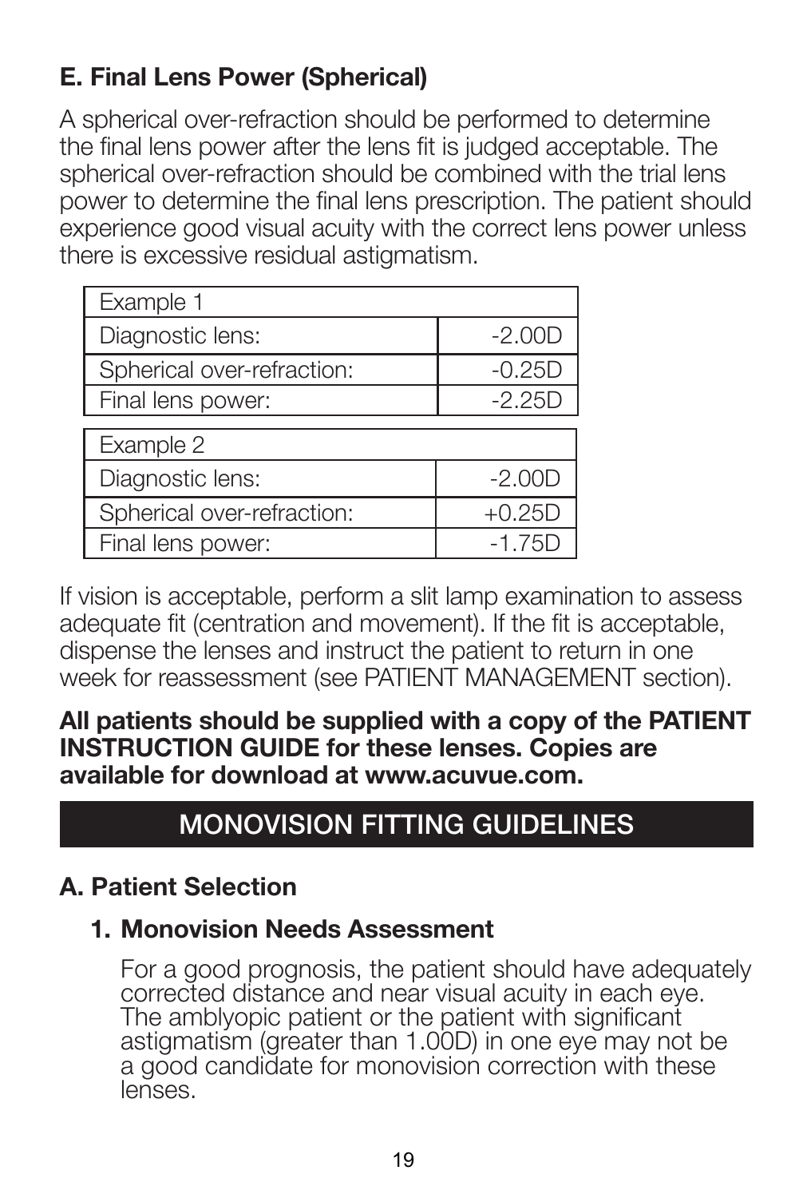## E. Final Lens Power (Spherical)

A spherical over-refraction should be performed to determine the final lens power after the lens fit is judged acceptable. The spherical over-refraction should be combined with the trial lens power to determine the final lens prescription. The patient should experience good visual acuity with the correct lens power unless there is excessive residual astigmatism.

| Example 1 | |
|---|---|
| Diagnostic lens: | -2.00D |
| Spherical over-refraction: | -0.25D |
| Final lens power: | -2.25D |

| Example 2 | |
|---|---|
| Diagnostic lens: | -2.00D |
| Spherical over-refraction: | +0.25D |
| Final lens power: | -1.75D |

If vision is acceptable, perform a slit lamp examination to assess adequate fit (centration and movement). If the fit is acceptable, dispense the lenses and instruct the patient to return in one week for reassessment (see PATIENT MANAGEMENT section).

**All patients should be supplied with a copy of the PATIENT INSTRUCTION GUIDE for these lenses. Copies are available for download at www.acuvue.com.**

# MONOVISION FITTING GUIDELINES

## A. Patient Selection

### 1. Monovision Needs Assessment

For a good prognosis, the patient should have adequately corrected distance and near visual acuity in each eye. The amblyopic patient or the patient with significant astigmatism (greater than 1.00D) in one eye may not be a good candidate for monovision correction with these lenses.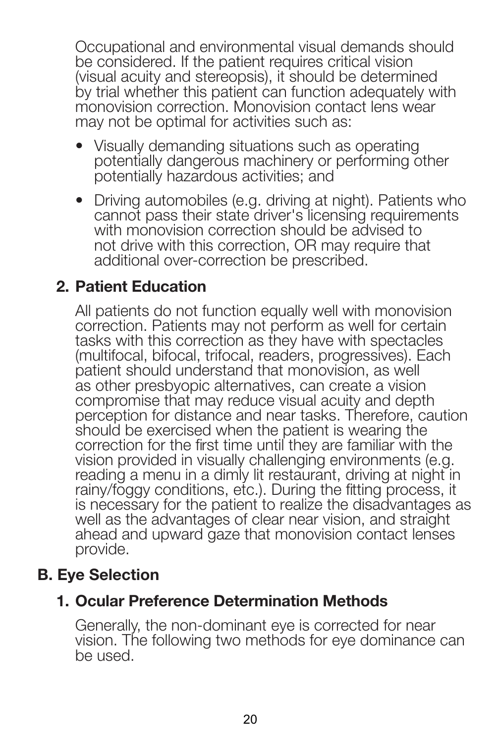Occupational and environmental visual demands should be considered. If the patient requires critical vision (visual acuity and stereopsis), it should be determined by trial whether this patient can function adequately with monovision correction. Monovision contact lens wear may not be optimal for activities such as:

- Visually demanding situations such as operating potentially dangerous machinery or performing other potentially hazardous activities; and
- Driving automobiles (e.g. driving at night). Patients who cannot pass their state driver's licensing requirements with monovision correction should be advised to not drive with this correction, OR may require that additional over-correction be prescribed.

### 2. Patient Education

All patients do not function equally well with monovision correction. Patients may not perform as well for certain tasks with this correction as they have with spectacles (multifocal, bifocal, trifocal, readers, progressives). Each patient should understand that monovision, as well as other presbyopic alternatives, can create a vision compromise that may reduce visual acuity and depth perception for distance and near tasks. Therefore, caution should be exercised when the patient is wearing the correction for the first time until they are familiar with the vision provided in visually challenging environments (e.g. reading a menu in a dimly lit restaurant, driving at night in rainy/foggy conditions, etc.). During the fitting process, it is necessary for the patient to realize the disadvantages as well as the advantages of clear near vision, and straight ahead and upward gaze that monovision contact lenses provide.

## B. Eye Selection

### 1. Ocular Preference Determination Methods

Generally, the non-dominant eye is corrected for near vision. The following two methods for eye dominance can be used.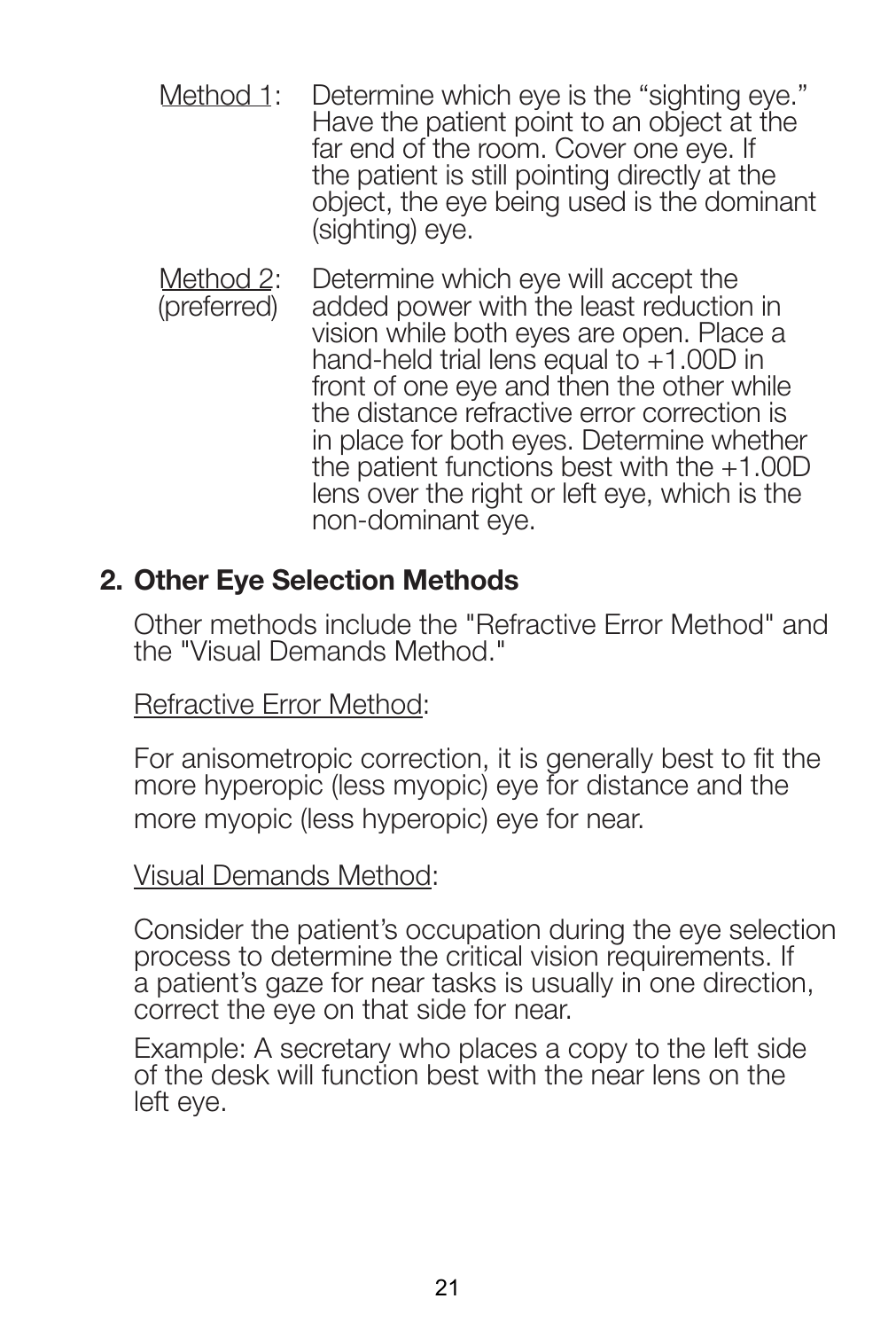Method 1: Determine which eye is the "sighting eye." Have the patient point to an object at the far end of the room. Cover one eye. If the patient is still pointing directly at the object, the eye being used is the dominant (sighting) eye.

Method 2: (preferred) Determine which eye will accept the added power with the least reduction in vision while both eyes are open. Place a hand-held trial lens equal to +1.00D in front of one eye and then the other while the distance refractive error correction is in place for both eyes. Determine whether the patient functions best with the +1.00D lens over the right or left eye, which is the non-dominant eye.

## 2. Other Eye Selection Methods

Other methods include the "Refractive Error Method" and the "Visual Demands Method."

Refractive Error Method:

For anisometropic correction, it is generally best to fit the more hyperopic (less myopic) eye for distance and the more myopic (less hyperopic) eye for near.

Visual Demands Method:

Consider the patient's occupation during the eye selection process to determine the critical vision requirements. If a patient's gaze for near tasks is usually in one direction, correct the eye on that side for near.

Example: A secretary who places a copy to the left side of the desk will function best with the near lens on the left eye.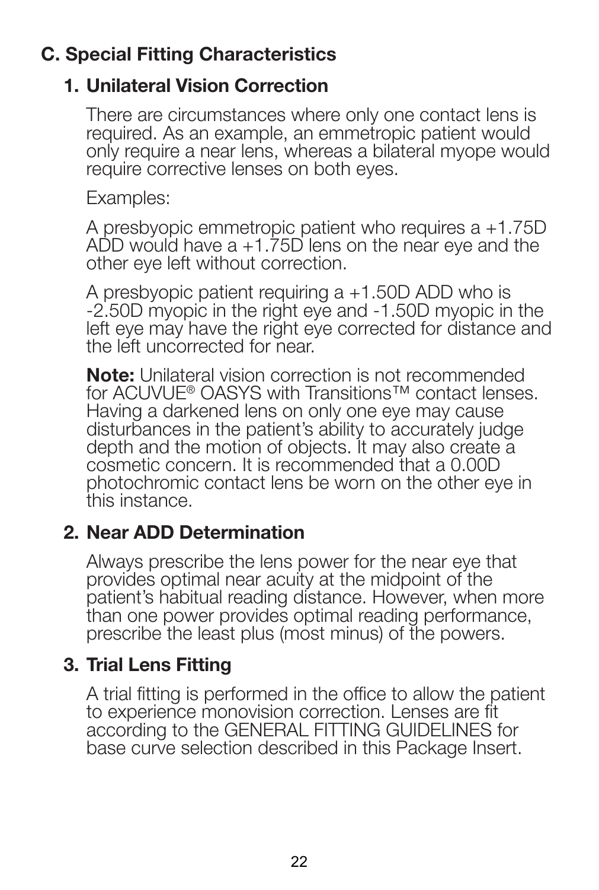## C. Special Fitting Characteristics

### 1. Unilateral Vision Correction

There are circumstances where only one contact lens is required. As an example, an emmetropic patient would only require a near lens, whereas a bilateral myope would require corrective lenses on both eyes.

Examples:

A presbyopic emmetropic patient who requires a +1.75D ADD would have a +1.75D lens on the near eye and the other eye left without correction.

A presbyopic patient requiring a +1.50D ADD who is -2.50D myopic in the right eye and -1.50D myopic in the left eye may have the right eye corrected for distance and the left uncorrected for near.

**Note:** Unilateral vision correction is not recommended for ACUVUE® OASYS with Transitions™ contact lenses. Having a darkened lens on only one eye may cause disturbances in the patient's ability to accurately judge depth and the motion of objects. It may also create a cosmetic concern. It is recommended that a 0.00D photochromic contact lens be worn on the other eye in this instance.

### 2. Near ADD Determination

Always prescribe the lens power for the near eye that provides optimal near acuity at the midpoint of the patient's habitual reading distance. However, when more than one power provides optimal reading performance, prescribe the least plus (most minus) of the powers.

### 3. Trial Lens Fitting

A trial fitting is performed in the office to allow the patient to experience monovision correction. Lenses are fit according to the GENERAL FITTING GUIDELINES for base curve selection described in this Package Insert.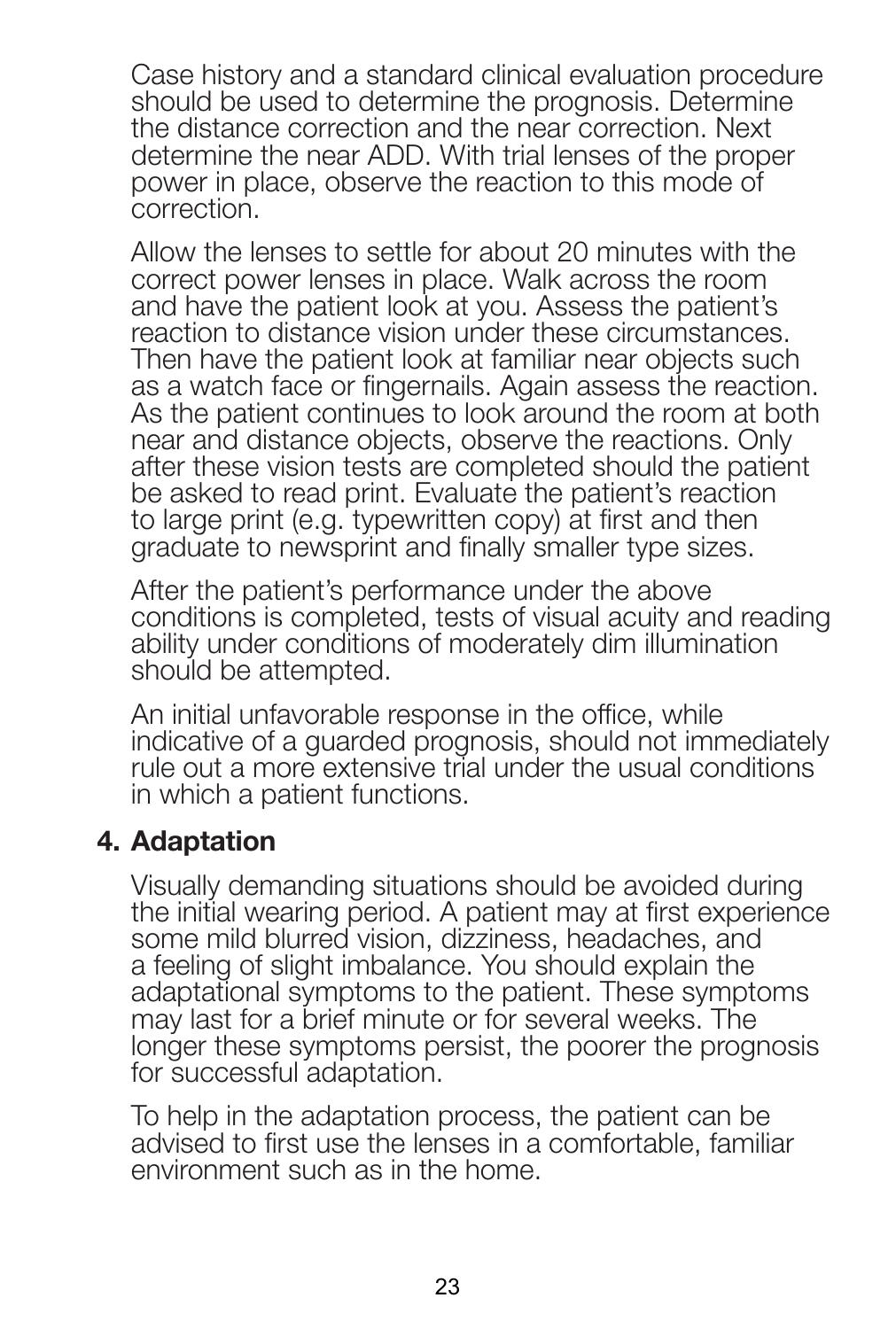Case history and a standard clinical evaluation procedure should be used to determine the prognosis. Determine the distance correction and the near correction. Next determine the near ADD. With trial lenses of the proper power in place, observe the reaction to this mode of correction.

Allow the lenses to settle for about 20 minutes with the correct power lenses in place. Walk across the room and have the patient look at you. Assess the patient's reaction to distance vision under these circumstances. Then have the patient look at familiar near objects such as a watch face or fingernails. Again assess the reaction. As the patient continues to look around the room at both near and distance objects, observe the reactions. Only after these vision tests are completed should the patient be asked to read print. Evaluate the patient's reaction to large print (e.g. typewritten copy) at first and then graduate to newsprint and finally smaller type sizes.

After the patient's performance under the above conditions is completed, tests of visual acuity and reading ability under conditions of moderately dim illumination should be attempted.

An initial unfavorable response in the office, while indicative of a guarded prognosis, should not immediately rule out a more extensive trial under the usual conditions in which a patient functions.

## 4. Adaptation

Visually demanding situations should be avoided during the initial wearing period. A patient may at first experience some mild blurred vision, dizziness, headaches, and a feeling of slight imbalance. You should explain the adaptational symptoms to the patient. These symptoms may last for a brief minute or for several weeks. The longer these symptoms persist, the poorer the prognosis for successful adaptation.

To help in the adaptation process, the patient can be advised to first use the lenses in a comfortable, familiar environment such as in the home.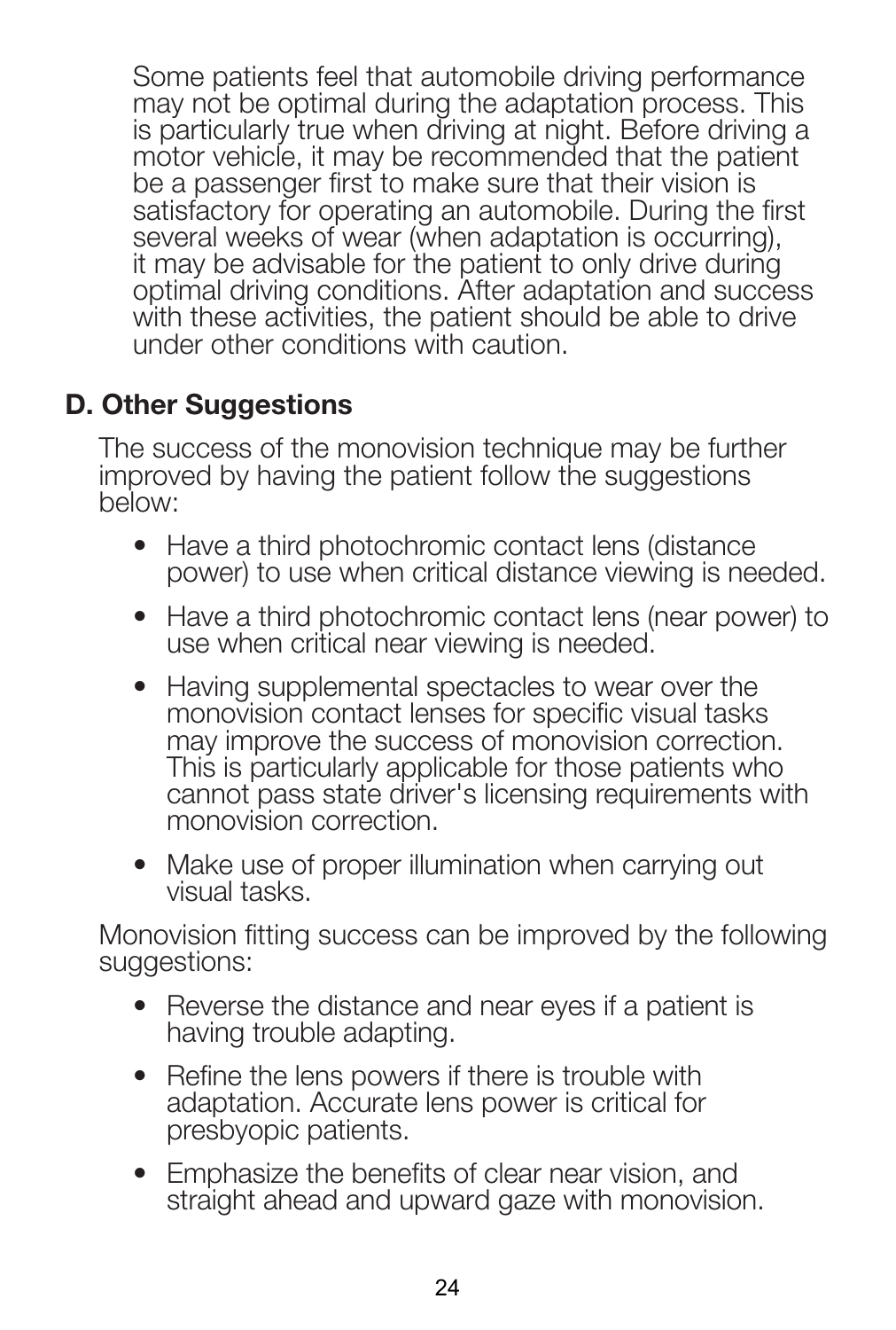Some patients feel that automobile driving performance may not be optimal during the adaptation process. This is particularly true when driving at night. Before driving a motor vehicle, it may be recommended that the patient be a passenger first to make sure that their vision is satisfactory for operating an automobile. During the first several weeks of wear (when adaptation is occurring), it may be advisable for the patient to only drive during optimal driving conditions. After adaptation and success with these activities, the patient should be able to drive under other conditions with caution.

## D. Other Suggestions

The success of the monovision technique may be further improved by having the patient follow the suggestions below:

- Have a third photochromic contact lens (distance power) to use when critical distance viewing is needed.
- Have a third photochromic contact lens (near power) to use when critical near viewing is needed.
- Having supplemental spectacles to wear over the monovision contact lenses for specific visual tasks may improve the success of monovision correction. This is particularly applicable for those patients who cannot pass state driver's licensing requirements with monovision correction.
- Make use of proper illumination when carrying out visual tasks.

Monovision fitting success can be improved by the following suggestions:

- Reverse the distance and near eyes if a patient is having trouble adapting.
- Refine the lens powers if there is trouble with adaptation. Accurate lens power is critical for presbyopic patients.
- Emphasize the benefits of clear near vision, and straight ahead and upward gaze with monovision.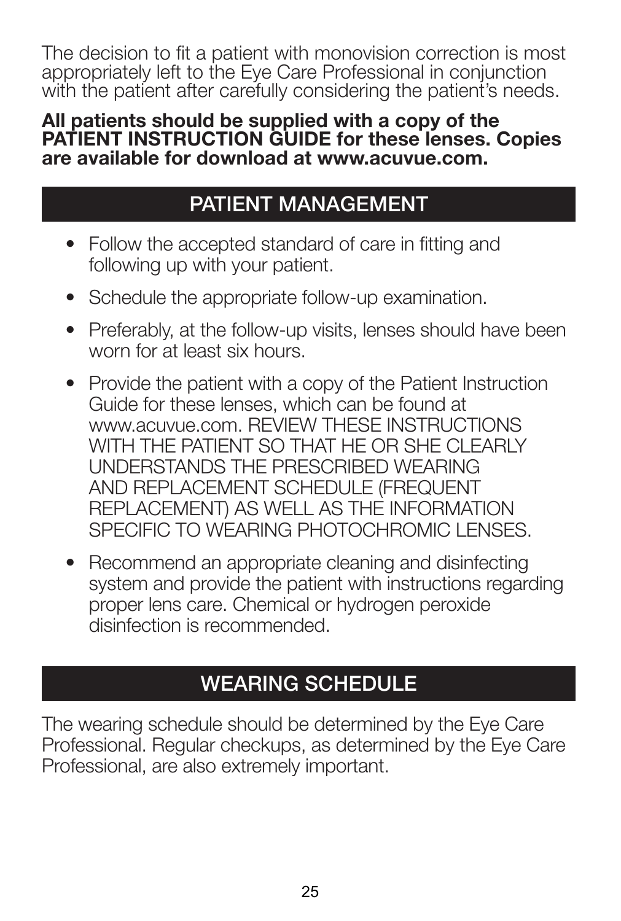The decision to fit a patient with monovision correction is most appropriately left to the Eye Care Professional in conjunction with the patient after carefully considering the patient's needs.

**All patients should be supplied with a copy of the PATIENT INSTRUCTION GUIDE for these lenses. Copies are available for download at www.acuvue.com.**

## PATIENT MANAGEMENT

- Follow the accepted standard of care in fitting and following up with your patient.
- Schedule the appropriate follow-up examination.
- Preferably, at the follow-up visits, lenses should have been worn for at least six hours.
- Provide the patient with a copy of the Patient Instruction Guide for these lenses, which can be found at www.acuvue.com. REVIEW THESE INSTRUCTIONS WITH THE PATIENT SO THAT HE OR SHE CLEARLY UNDERSTANDS THE PRESCRIBED WEARING AND REPLACEMENT SCHEDULE (FREQUENT REPLACEMENT) AS WELL AS THE INFORMATION SPECIFIC TO WEARING PHOTOCHROMIC LENSES.
- Recommend an appropriate cleaning and disinfecting system and provide the patient with instructions regarding proper lens care. Chemical or hydrogen peroxide disinfection is recommended.

## WEARING SCHEDULE

The wearing schedule should be determined by the Eye Care Professional. Regular checkups, as determined by the Eye Care Professional, are also extremely important.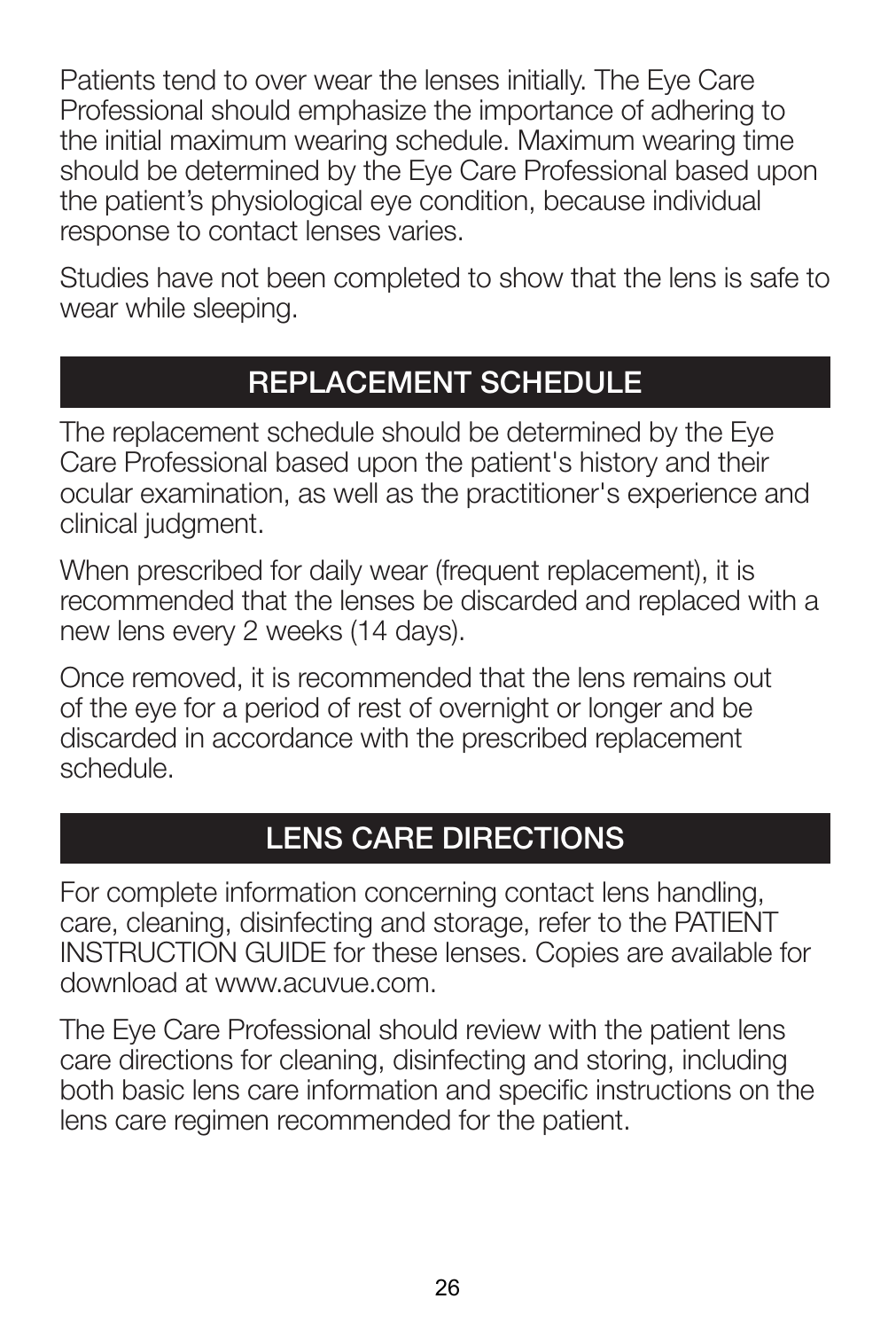Patients tend to over wear the lenses initially. The Eye Care Professional should emphasize the importance of adhering to the initial maximum wearing schedule. Maximum wearing time should be determined by the Eye Care Professional based upon the patient's physiological eye condition, because individual response to contact lenses varies.

Studies have not been completed to show that the lens is safe to wear while sleeping.

## REPLACEMENT SCHEDULE

The replacement schedule should be determined by the Eye Care Professional based upon the patient's history and their ocular examination, as well as the practitioner's experience and clinical judgment.

When prescribed for daily wear (frequent replacement), it is recommended that the lenses be discarded and replaced with a new lens every 2 weeks (14 days).

Once removed, it is recommended that the lens remains out of the eye for a period of rest of overnight or longer and be discarded in accordance with the prescribed replacement schedule.

## LENS CARE DIRECTIONS

For complete information concerning contact lens handling, care, cleaning, disinfecting and storage, refer to the PATIENT INSTRUCTION GUIDE for these lenses. Copies are available for download at www.acuvue.com.

The Eye Care Professional should review with the patient lens care directions for cleaning, disinfecting and storing, including both basic lens care information and specific instructions on the lens care regimen recommended for the patient.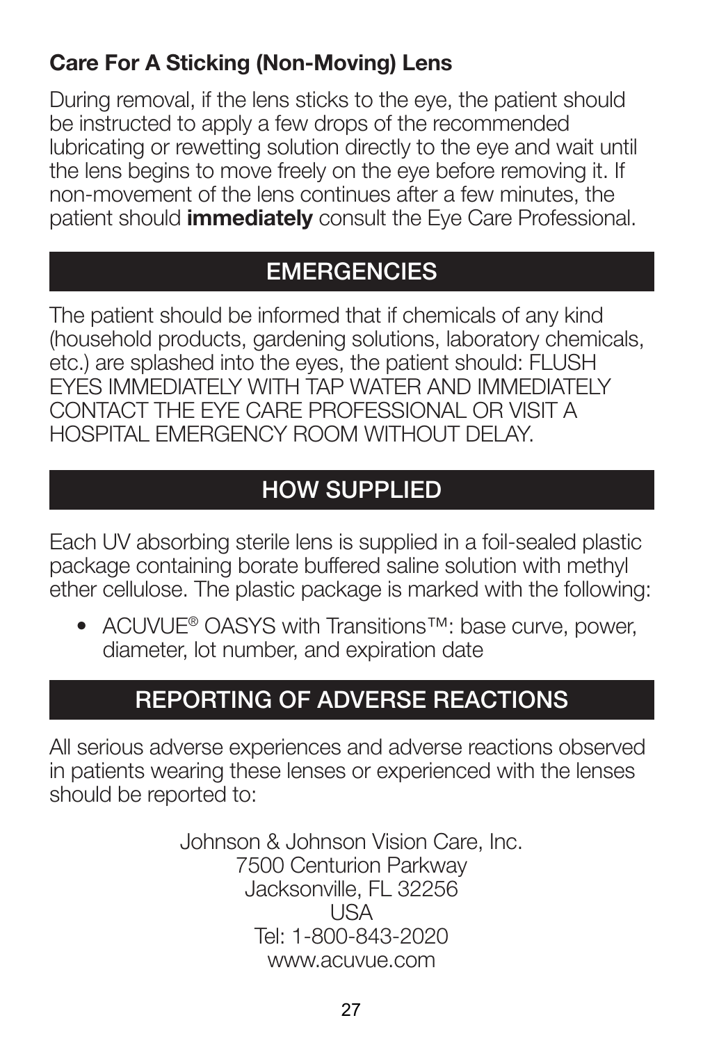### Care For A Sticking (Non-Moving) Lens

During removal, if the lens sticks to the eye, the patient should be instructed to apply a few drops of the recommended lubricating or rewetting solution directly to the eye and wait until the lens begins to move freely on the eye before removing it. If non-movement of the lens continues after a few minutes, the patient should **immediately** consult the Eye Care Professional.

## EMERGENCIES

The patient should be informed that if chemicals of any kind (household products, gardening solutions, laboratory chemicals, etc.) are splashed into the eyes, the patient should: FLUSH EYES IMMEDIATELY WITH TAP WATER AND IMMEDIATELY CONTACT THE EYE CARE PROFESSIONAL OR VISIT A HOSPITAL EMERGENCY ROOM WITHOUT DELAY.

## HOW SUPPLIED

Each UV absorbing sterile lens is supplied in a foil-sealed plastic package containing borate buffered saline solution with methyl ether cellulose. The plastic package is marked with the following:

- ACUVUE® OASYS with Transitions™: base curve, power, diameter, lot number, and expiration date

## REPORTING OF ADVERSE REACTIONS

All serious adverse experiences and adverse reactions observed in patients wearing these lenses or experienced with the lenses should be reported to:

Johnson & Johnson Vision Care, Inc.
7500 Centurion Parkway
Jacksonville, FL 32256
USA
Tel: 1-800-843-2020
www.acuvue.com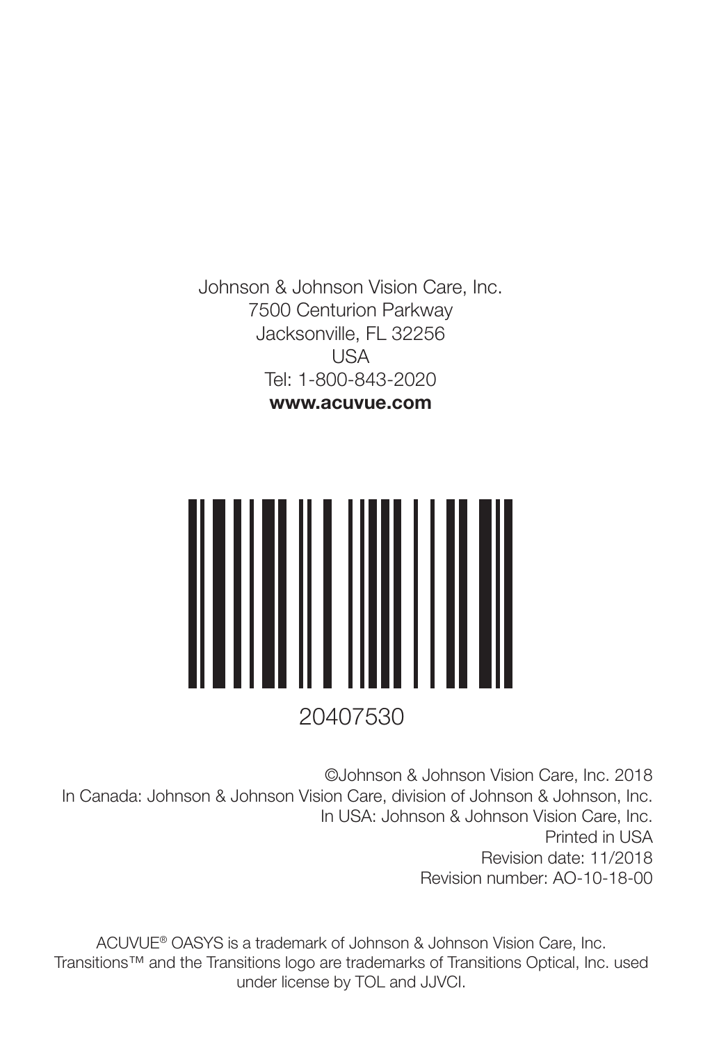Johnson & Johnson Vision Care, Inc.
7500 Centurion Parkway
Jacksonville, FL 32256
USA
Tel: 1-800-843-2020
**www.acuvue.com**

20407530

©Johnson & Johnson Vision Care, Inc. 2018
In Canada: Johnson & Johnson Vision Care, division of Johnson & Johnson, Inc.
In USA: Johnson & Johnson Vision Care, Inc.
Printed in USA
Revision date: 11/2018
Revision number: AO-10-18-00

ACUVUE® OASYS is a trademark of Johnson & Johnson Vision Care, Inc.
Transitions™ and the Transitions logo are trademarks of Transitions Optical, Inc. used under license by TOL and JJVCI.